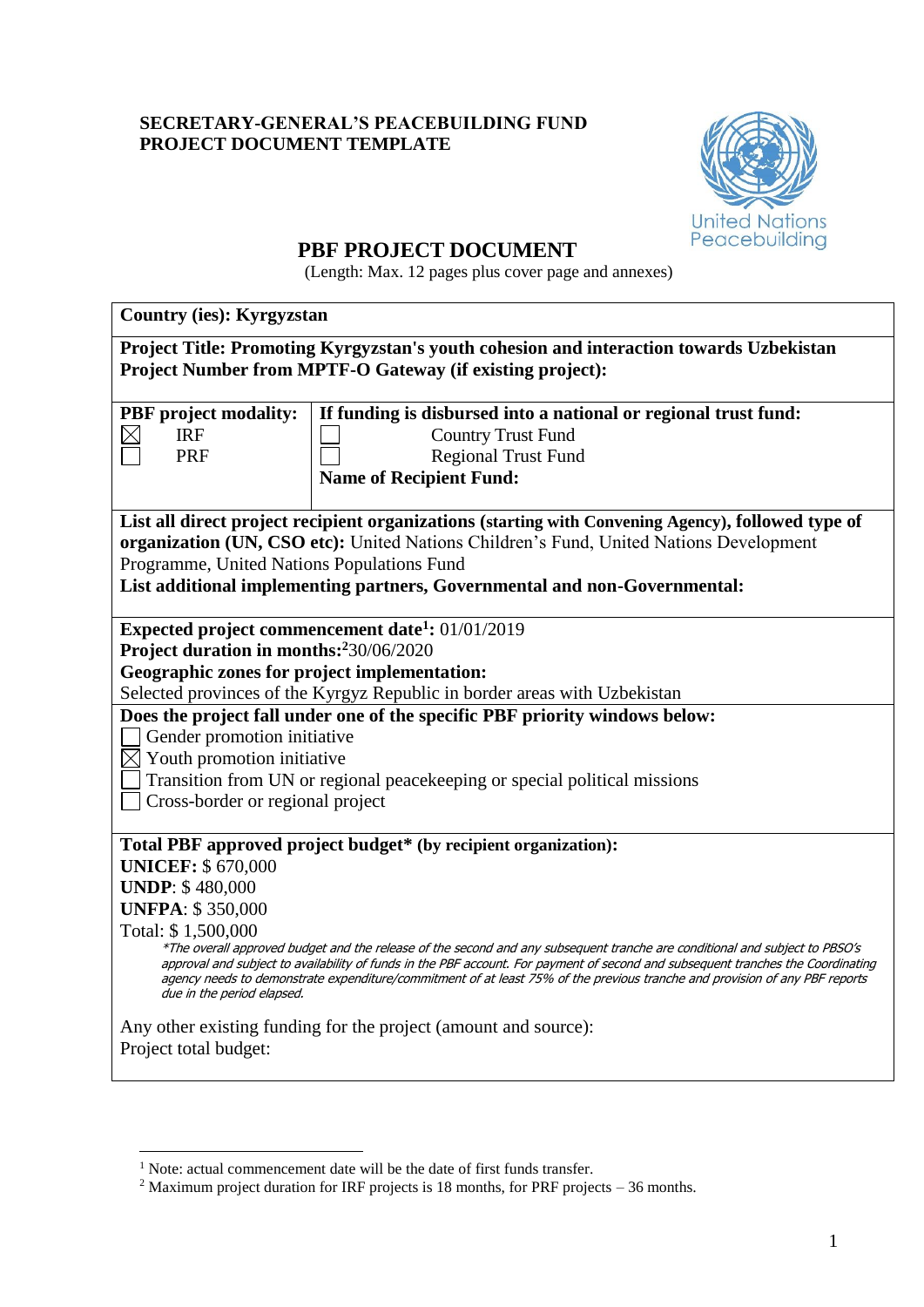**SECRETARY-GENERAL'S PEACEBUILDING FUND**
**PROJECT DOCUMENT TEMPLATE**

United Nations Peacebuilding

# PBF PROJECT DOCUMENT

(Length: Max. 12 pages plus cover page and annexes)

**Country (ies): Kyrgyzstan**

**Project Title: Promoting Kyrgyzstan's youth cohesion and interaction towards Uzbekistan**
**Project Number from MPTF-O Gateway (if existing project):**

| **PBF project modality:** | **If funding is disbursed into a national or regional trust fund:** |
|---|---|
| ☒ IRF | ☐ Country Trust Fund |
| ☐ PRF | ☐ Regional Trust Fund |
| | **Name of Recipient Fund:** |

**List all direct project recipient organizations (starting with Convening Agency), followed type of organization (UN, CSO etc):** United Nations Children's Fund, United Nations Development Programme, United Nations Populations Fund

**List additional implementing partners, Governmental and non-Governmental:**

**Expected project commencement date[1]:** 01/01/2019
**Project duration in months:[2]** 30/06/2020
**Geographic zones for project implementation:**
Selected provinces of the Kyrgyz Republic in border areas with Uzbekistan

**Does the project fall under one of the specific PBF priority windows below:**

- ☐ Gender promotion initiative
- ☒ Youth promotion initiative
- ☐ Transition from UN or regional peacekeeping or special political missions
- ☐ Cross-border or regional project

**Total PBF approved project budget\* (by recipient organization):**
**UNICEF:** $ 670,000
**UNDP**: $ 480,000
**UNFPA**: $ 350,000
Total: $ 1,500,000

*\*The overall approved budget and the release of the second and any subsequent tranche are conditional and subject to PBSO's approval and subject to availability of funds in the PBF account. For payment of second and subsequent tranches the Coordinating agency needs to demonstrate expenditure/commitment of at least 75% of the previous tranche and provision of any PBF reports due in the period elapsed.*

Any other existing funding for the project (amount and source):
Project total budget:

---

[1] Note: actual commencement date will be the date of first funds transfer.
[2] Maximum project duration for IRF projects is 18 months, for PRF projects – 36 months.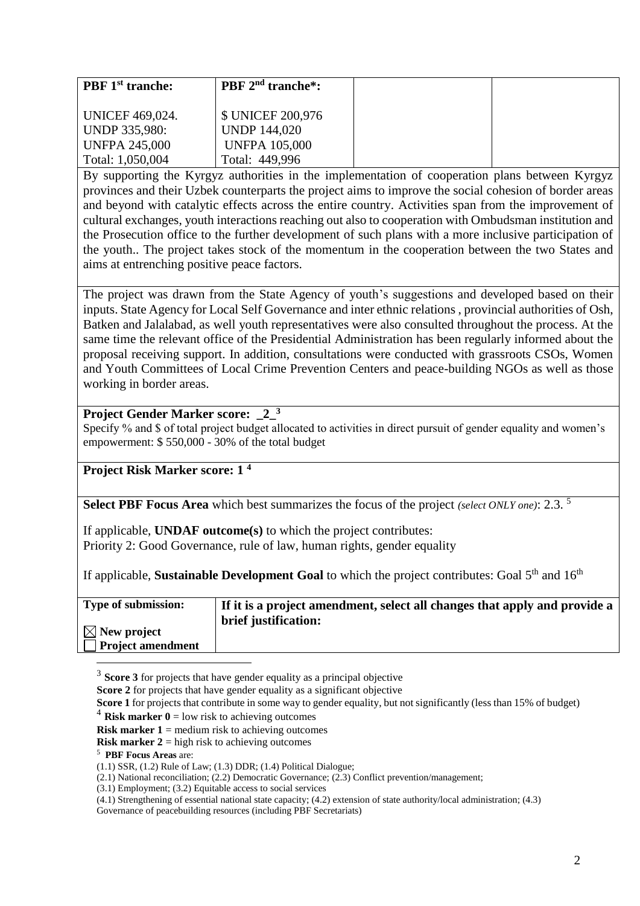| PBF 1st tranche: | PBF 2nd tranche*: | | |
|---|---|---|---|
| UNICEF 469,024.<br>UNDP 335,980:<br>UNFPA 245,000<br>Total: 1,050,004 | $ UNICEF 200,976<br>UNDP 144,020<br>UNFPA 105,000<br>Total: 449,996 | | |

By supporting the Kyrgyz authorities in the implementation of cooperation plans between Kyrgyz provinces and their Uzbek counterparts the project aims to improve the social cohesion of border areas and beyond with catalytic effects across the entire country. Activities span from the improvement of cultural exchanges, youth interactions reaching out also to cooperation with Ombudsman institution and the Prosecution office to the further development of such plans with a more inclusive participation of the youth.. The project takes stock of the momentum in the cooperation between the two States and aims at entrenching positive peace factors.

The project was drawn from the State Agency of youth's suggestions and developed based on their inputs. State Agency for Local Self Governance and inter ethnic relations , provincial authorities of Osh, Batken and Jalalabad, as well youth representatives were also consulted throughout the process. At the same time the relevant office of the Presidential Administration has been regularly informed about the proposal receiving support. In addition, consultations were conducted with grassroots CSOs, Women and Youth Committees of Local Crime Prevention Centers and peace-building NGOs as well as those working in border areas.

**Project Gender Marker score: _2_** [3]

Specify % and $ of total project budget allocated to activities in direct pursuit of gender equality and women's empowerment: $ 550,000 - 30% of the total budget

**Project Risk Marker score: 1** [4]

**Select PBF Focus Area** which best summarizes the focus of the project *(select ONLY one)*: 2.3. [5]

If applicable, **UNDAF outcome(s)** to which the project contributes:
Priority 2: Good Governance, rule of law, human rights, gender equality

If applicable, **Sustainable Development Goal** to which the project contributes: Goal 5th and 16th

| **Type of submission:** | **If it is a project amendment, select all changes that apply and provide a brief justification:** |
|---|---|
| ☒ **New project**<br>☐ **Project amendment** | |

---

[3] **Score 3** for projects that have gender equality as a principal objective
**Score 2** for projects that have gender equality as a significant objective
**Score 1** for projects that contribute in some way to gender equality, but not significantly (less than 15% of budget)

[4] **Risk marker 0** = low risk to achieving outcomes
**Risk marker 1** = medium risk to achieving outcomes
**Risk marker 2** = high risk to achieving outcomes

[5] **PBF Focus Areas** are:
(1.1) SSR, (1.2) Rule of Law; (1.3) DDR; (1.4) Political Dialogue;
(2.1) National reconciliation; (2.2) Democratic Governance; (2.3) Conflict prevention/management;
(3.1) Employment; (3.2) Equitable access to social services
(4.1) Strengthening of essential national state capacity; (4.2) extension of state authority/local administration; (4.3) Governance of peacebuilding resources (including PBF Secretariats)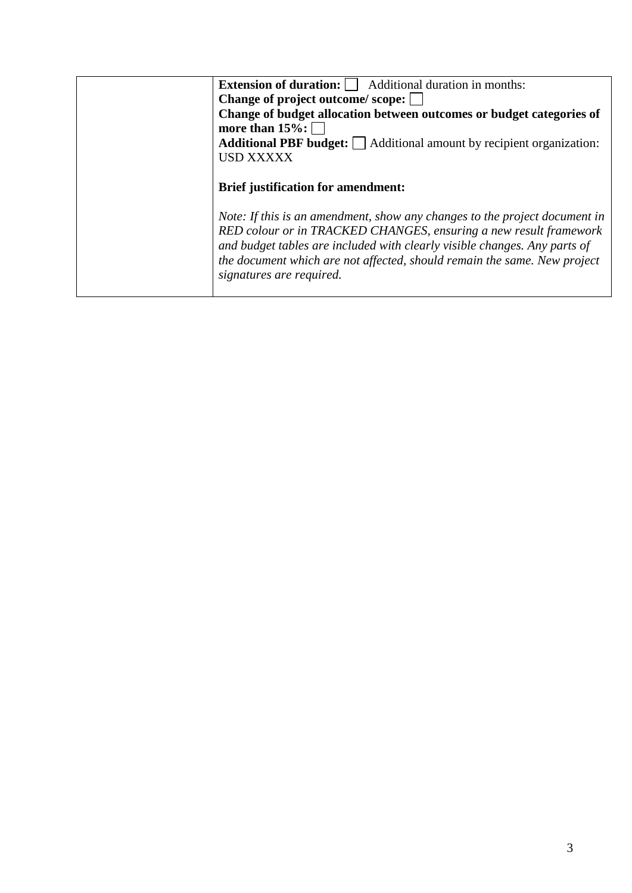| | |
|---|---|
| | **Extension of duration:** ☐ Additional duration in months:<br>**Change of project outcome/ scope:** ☐<br>**Change of budget allocation between outcomes or budget categories of more than 15%:** ☐<br>**Additional PBF budget:** ☐ Additional amount by recipient organization: USD XXXXX<br><br>**Brief justification for amendment:**<br><br>*Note: If this is an amendment, show any changes to the project document in RED colour or in TRACKED CHANGES, ensuring a new result framework and budget tables are included with clearly visible changes. Any parts of the document which are not affected, should remain the same. New project signatures are required.* |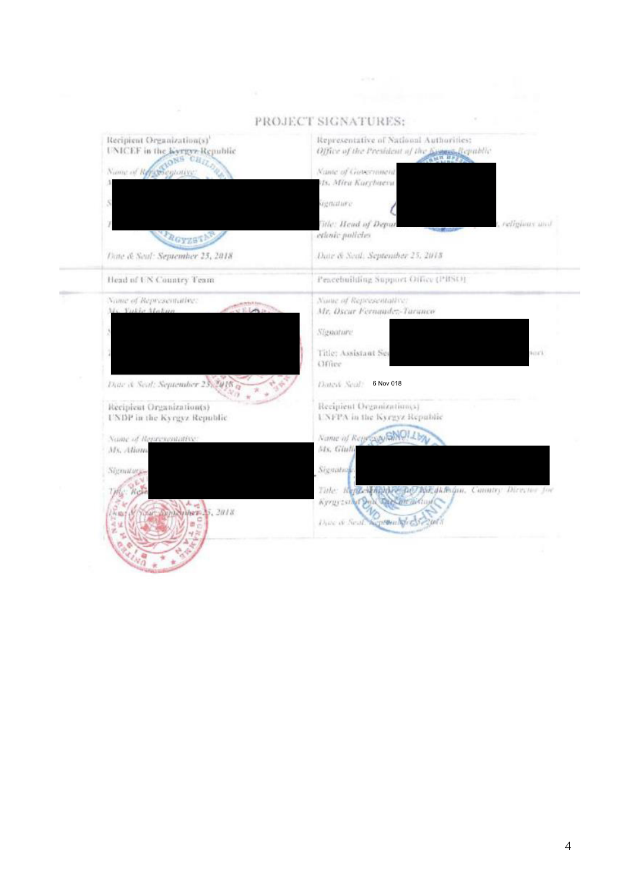## PROJECT SIGNATURES:

| | |
|---|---|
| Recipient Organization(s)[1]<br>UNICEF in the Kyrgyz Republic<br><br>*Name of Representative:*<br><br>*Date & Seal: September 25, 2018* | Representative of National Authorities:<br>*Office of the President of the Kyrgyz Republic*<br><br>*Name of Government*<br>*Ms. Mira Karybaeva*<br><br>*Signature*<br><br>*Title: Head of Depar... religious and ethnic policies*<br><br>*Date & Seal: September 25, 2018* |
| Head of UN Country Team<br><br>*Name of Representative:*<br>*Ms. Yukie Mokuo*<br><br>*Date & Seal: September 25, 2018* | Peacebuilding Support Office (PBSO)<br><br>*Name of Representative:*<br>*Mr. Oscar Fernandez-Taranco*<br><br>*Signature*<br><br>Title: Assistant Se... ort Office<br><br>*Date& Seal:* 6 Nov 018 |
| Recipient Organization(s)<br>UNDP in the Kyrgyz Republic<br><br>*Name of Representative:*<br>*Ms. Aliona*<br><br>*Signature*<br><br>*Title: Res*<br><br>*Date & Seal: September 25, 2018* | Recipient Organization(s)<br>UNFPA in the Kyrgyz Republic<br><br>*Name of Representative:*<br>*Ms. Giuli*<br><br>*Signature*<br><br>*Title: Representative in Kazakhstan, Country Director for Kyrgyzstan and Tajikistan*<br><br>*Date & Seal: September 25, 2018* |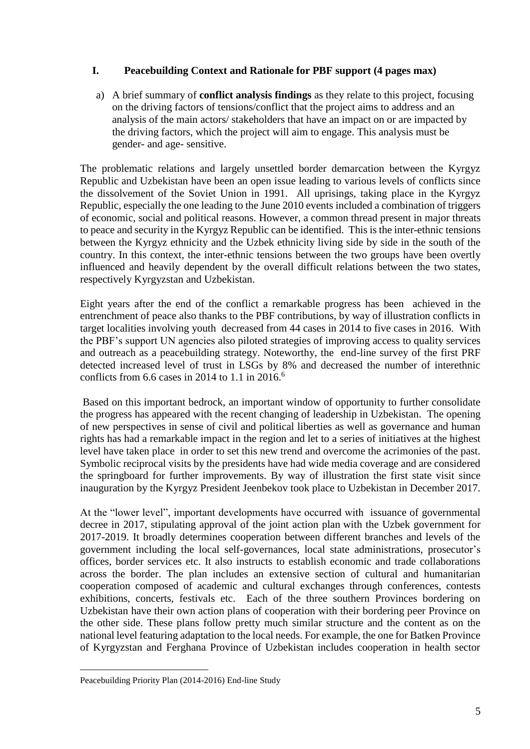## I. Peacebuilding Context and Rationale for PBF support (4 pages max)

a) A brief summary of **conflict analysis findings** as they relate to this project, focusing on the driving factors of tensions/conflict that the project aims to address and an analysis of the main actors/ stakeholders that have an impact on or are impacted by the driving factors, which the project will aim to engage. This analysis must be gender- and age- sensitive.

The problematic relations and largely unsettled border demarcation between the Kyrgyz Republic and Uzbekistan have been an open issue leading to various levels of conflicts since the dissolvement of the Soviet Union in 1991. All uprisings, taking place in the Kyrgyz Republic, especially the one leading to the June 2010 events included a combination of triggers of economic, social and political reasons. However, a common thread present in major threats to peace and security in the Kyrgyz Republic can be identified. This is the inter-ethnic tensions between the Kyrgyz ethnicity and the Uzbek ethnicity living side by side in the south of the country. In this context, the inter-ethnic tensions between the two groups have been overtly influenced and heavily dependent by the overall difficult relations between the two states, respectively Kyrgyzstan and Uzbekistan.

Eight years after the end of the conflict a remarkable progress has been achieved in the entrenchment of peace also thanks to the PBF contributions, by way of illustration conflicts in target localities involving youth decreased from 44 cases in 2014 to five cases in 2016. With the PBF's support UN agencies also piloted strategies of improving access to quality services and outreach as a peacebuilding strategy. Noteworthy, the end-line survey of the first PRF detected increased level of trust in LSGs by 8% and decreased the number of interethnic conflicts from 6.6 cases in 2014 to 1.1 in 2016.[6]

Based on this important bedrock, an important window of opportunity to further consolidate the progress has appeared with the recent changing of leadership in Uzbekistan. The opening of new perspectives in sense of civil and political liberties as well as governance and human rights has had a remarkable impact in the region and let to a series of initiatives at the highest level have taken place in order to set this new trend and overcome the acrimonies of the past. Symbolic reciprocal visits by the presidents have had wide media coverage and are considered the springboard for further improvements. By way of illustration the first state visit since inauguration by the Kyrgyz President Jeenbekov took place to Uzbekistan in December 2017.

At the "lower level", important developments have occurred with issuance of governmental decree in 2017, stipulating approval of the joint action plan with the Uzbek government for 2017-2019. It broadly determines cooperation between different branches and levels of the government including the local self-governances, local state administrations, prosecutor's offices, border services etc. It also instructs to establish economic and trade collaborations across the border. The plan includes an extensive section of cultural and humanitarian cooperation composed of academic and cultural exchanges through conferences, contests exhibitions, concerts, festivals etc. Each of the three southern Provinces bordering on Uzbekistan have their own action plans of cooperation with their bordering peer Province on the other side. These plans follow pretty much similar structure and the content as on the national level featuring adaptation to the local needs. For example, the one for Batken Province of Kyrgyzstan and Ferghana Province of Uzbekistan includes cooperation in health sector

---

[6] Peacebuilding Priority Plan (2014-2016) End-line Study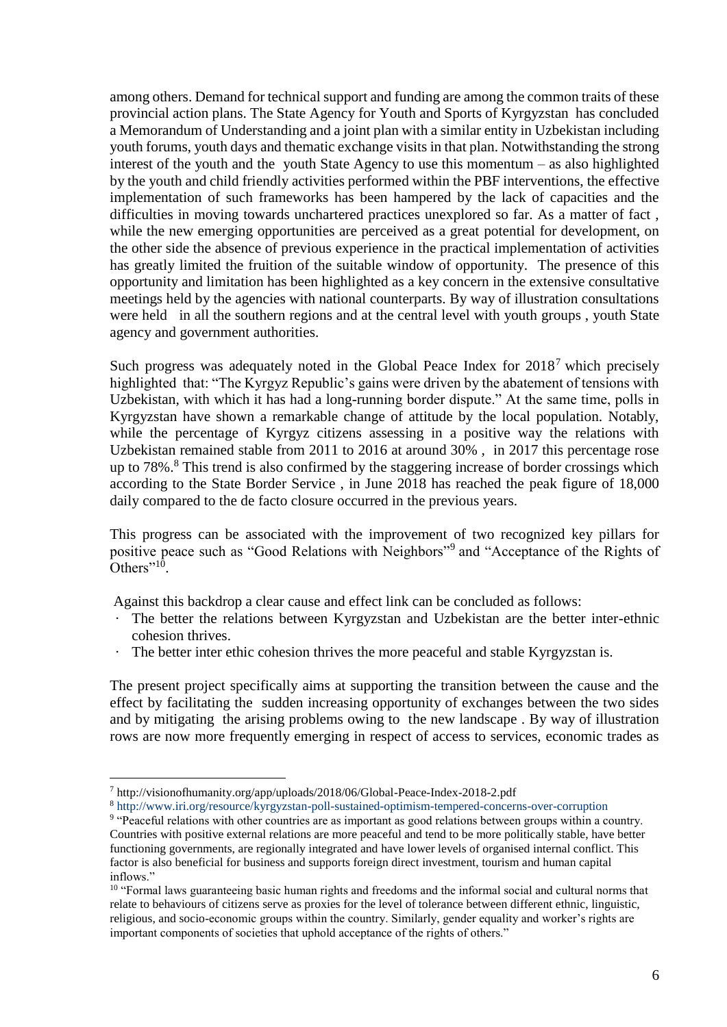among others. Demand for technical support and funding are among the common traits of these provincial action plans. The State Agency for Youth and Sports of Kyrgyzstan has concluded a Memorandum of Understanding and a joint plan with a similar entity in Uzbekistan including youth forums, youth days and thematic exchange visits in that plan. Notwithstanding the strong interest of the youth and the youth State Agency to use this momentum – as also highlighted by the youth and child friendly activities performed within the PBF interventions, the effective implementation of such frameworks has been hampered by the lack of capacities and the difficulties in moving towards unchartered practices unexplored so far. As a matter of fact , while the new emerging opportunities are perceived as a great potential for development, on the other side the absence of previous experience in the practical implementation of activities has greatly limited the fruition of the suitable window of opportunity. The presence of this opportunity and limitation has been highlighted as a key concern in the extensive consultative meetings held by the agencies with national counterparts. By way of illustration consultations were held in all the southern regions and at the central level with youth groups , youth State agency and government authorities.

Such progress was adequately noted in the Global Peace Index for 2018[7] which precisely highlighted that: "The Kyrgyz Republic's gains were driven by the abatement of tensions with Uzbekistan, with which it has had a long-running border dispute." At the same time, polls in Kyrgyzstan have shown a remarkable change of attitude by the local population. Notably, while the percentage of Kyrgyz citizens assessing in a positive way the relations with Uzbekistan remained stable from 2011 to 2016 at around 30% , in 2017 this percentage rose up to 78%.[8] This trend is also confirmed by the staggering increase of border crossings which according to the State Border Service , in June 2018 has reached the peak figure of 18,000 daily compared to the de facto closure occurred in the previous years.

This progress can be associated with the improvement of two recognized key pillars for positive peace such as "Good Relations with Neighbors"[9] and "Acceptance of the Rights of Others"[10].

Against this backdrop a clear cause and effect link can be concluded as follows:

- The better the relations between Kyrgyzstan and Uzbekistan are the better inter-ethnic cohesion thrives.
- The better inter ethic cohesion thrives the more peaceful and stable Kyrgyzstan is.

The present project specifically aims at supporting the transition between the cause and the effect by facilitating the sudden increasing opportunity of exchanges between the two sides and by mitigating the arising problems owing to the new landscape . By way of illustration rows are now more frequently emerging in respect of access to services, economic trades as

---

[7] http://visionofhumanity.org/app/uploads/2018/06/Global-Peace-Index-2018-2.pdf

[8] http://www.iri.org/resource/kyrgyzstan-poll-sustained-optimism-tempered-concerns-over-corruption

[9] "Peaceful relations with other countries are as important as good relations between groups within a country. Countries with positive external relations are more peaceful and tend to be more politically stable, have better functioning governments, are regionally integrated and have lower levels of organised internal conflict. This factor is also beneficial for business and supports foreign direct investment, tourism and human capital inflows."

[10] "Formal laws guaranteeing basic human rights and freedoms and the informal social and cultural norms that relate to behaviours of citizens serve as proxies for the level of tolerance between different ethnic, linguistic, religious, and socio-economic groups within the country. Similarly, gender equality and worker's rights are important components of societies that uphold acceptance of the rights of others."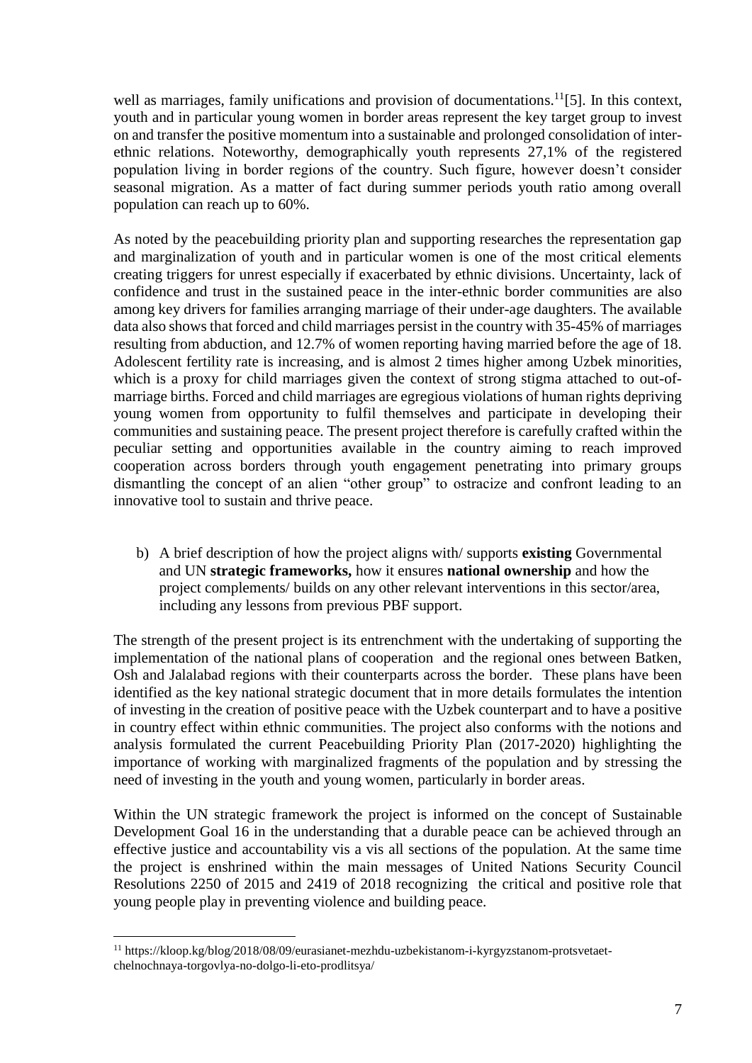well as marriages, family unifications and provision of documentations.[11][5]. In this context, youth and in particular young women in border areas represent the key target group to invest on and transfer the positive momentum into a sustainable and prolonged consolidation of inter-ethnic relations. Noteworthy, demographically youth represents 27,1% of the registered population living in border regions of the country. Such figure, however doesn't consider seasonal migration. As a matter of fact during summer periods youth ratio among overall population can reach up to 60%.

As noted by the peacebuilding priority plan and supporting researches the representation gap and marginalization of youth and in particular women is one of the most critical elements creating triggers for unrest especially if exacerbated by ethnic divisions. Uncertainty, lack of confidence and trust in the sustained peace in the inter-ethnic border communities are also among key drivers for families arranging marriage of their under-age daughters. The available data also shows that forced and child marriages persist in the country with 35-45% of marriages resulting from abduction, and 12.7% of women reporting having married before the age of 18. Adolescent fertility rate is increasing, and is almost 2 times higher among Uzbek minorities, which is a proxy for child marriages given the context of strong stigma attached to out-of-marriage births. Forced and child marriages are egregious violations of human rights depriving young women from opportunity to fulfil themselves and participate in developing their communities and sustaining peace. The present project therefore is carefully crafted within the peculiar setting and opportunities available in the country aiming to reach improved cooperation across borders through youth engagement penetrating into primary groups dismantling the concept of an alien "other group" to ostracize and confront leading to an innovative tool to sustain and thrive peace.

b) A brief description of how the project aligns with/ supports **existing** Governmental and UN **strategic frameworks,** how it ensures **national ownership** and how the project complements/ builds on any other relevant interventions in this sector/area, including any lessons from previous PBF support.

The strength of the present project is its entrenchment with the undertaking of supporting the implementation of the national plans of cooperation and the regional ones between Batken, Osh and Jalalabad regions with their counterparts across the border. These plans have been identified as the key national strategic document that in more details formulates the intention of investing in the creation of positive peace with the Uzbek counterpart and to have a positive in country effect within ethnic communities. The project also conforms with the notions and analysis formulated the current Peacebuilding Priority Plan (2017-2020) highlighting the importance of working with marginalized fragments of the population and by stressing the need of investing in the youth and young women, particularly in border areas.

Within the UN strategic framework the project is informed on the concept of Sustainable Development Goal 16 in the understanding that a durable peace can be achieved through an effective justice and accountability vis a vis all sections of the population. At the same time the project is enshrined within the main messages of United Nations Security Council Resolutions 2250 of 2015 and 2419 of 2018 recognizing the critical and positive role that young people play in preventing violence and building peace.

[11] https://kloop.kg/blog/2018/08/09/eurasianet-mezhdu-uzbekistanom-i-kyrgyzstanom-protsvetaet-chelnochnaya-torgovlya-no-dolgo-li-eto-prodlitsya/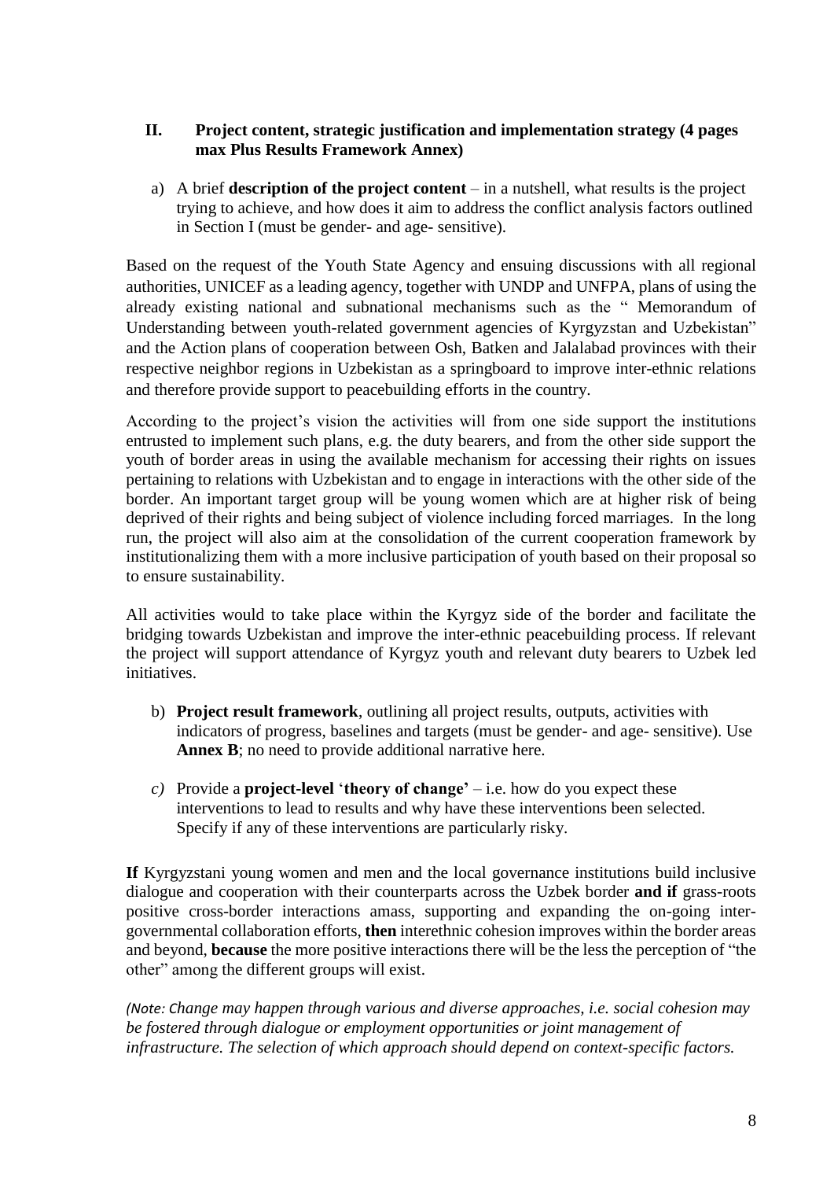## II. Project content, strategic justification and implementation strategy (4 pages max Plus Results Framework Annex)

a) A brief **description of the project content** – in a nutshell, what results is the project trying to achieve, and how does it aim to address the conflict analysis factors outlined in Section I (must be gender- and age- sensitive).

Based on the request of the Youth State Agency and ensuing discussions with all regional authorities, UNICEF as a leading agency, together with UNDP and UNFPA, plans of using the already existing national and subnational mechanisms such as the " Memorandum of Understanding between youth-related government agencies of Kyrgyzstan and Uzbekistan" and the Action plans of cooperation between Osh, Batken and Jalalabad provinces with their respective neighbor regions in Uzbekistan as a springboard to improve inter-ethnic relations and therefore provide support to peacebuilding efforts in the country.

According to the project's vision the activities will from one side support the institutions entrusted to implement such plans, e.g. the duty bearers, and from the other side support the youth of border areas in using the available mechanism for accessing their rights on issues pertaining to relations with Uzbekistan and to engage in interactions with the other side of the border. An important target group will be young women which are at higher risk of being deprived of their rights and being subject of violence including forced marriages. In the long run, the project will also aim at the consolidation of the current cooperation framework by institutionalizing them with a more inclusive participation of youth based on their proposal so to ensure sustainability.

All activities would to take place within the Kyrgyz side of the border and facilitate the bridging towards Uzbekistan and improve the inter-ethnic peacebuilding process. If relevant the project will support attendance of Kyrgyz youth and relevant duty bearers to Uzbek led initiatives.

b) **Project result framework**, outlining all project results, outputs, activities with indicators of progress, baselines and targets (must be gender- and age- sensitive). Use **Annex B**; no need to provide additional narrative here.

*c)* Provide a **project-level** '**theory of change'** – i.e. how do you expect these interventions to lead to results and why have these interventions been selected. Specify if any of these interventions are particularly risky.

**If** Kyrgyzstani young women and men and the local governance institutions build inclusive dialogue and cooperation with their counterparts across the Uzbek border **and if** grass-roots positive cross-border interactions amass, supporting and expanding the on-going inter-governmental collaboration efforts, **then** interethnic cohesion improves within the border areas and beyond, **because** the more positive interactions there will be the less the perception of "the other" among the different groups will exist.

*(Note: Change may happen through various and diverse approaches, i.e. social cohesion may be fostered through dialogue or employment opportunities or joint management of infrastructure. The selection of which approach should depend on context-specific factors.*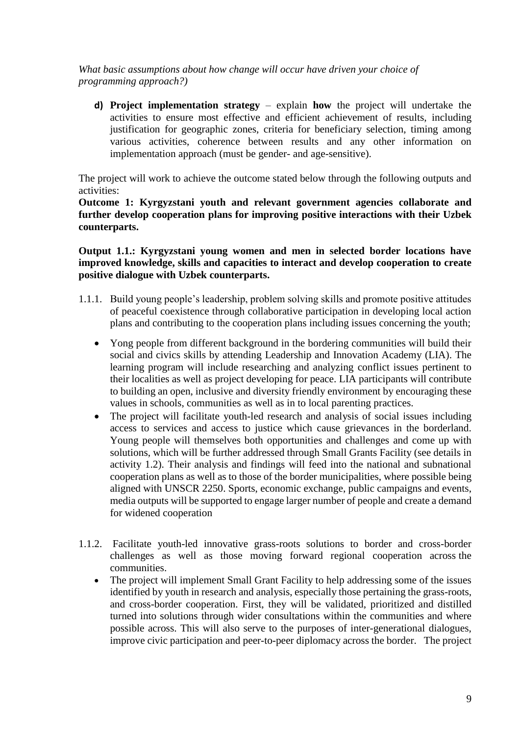*What basic assumptions about how change will occur have driven your choice of programming approach?)*

**d) Project implementation strategy** – explain **how** the project will undertake the activities to ensure most effective and efficient achievement of results, including justification for geographic zones, criteria for beneficiary selection, timing among various activities, coherence between results and any other information on implementation approach (must be gender- and age-sensitive).

The project will work to achieve the outcome stated below through the following outputs and activities:

**Outcome 1: Kyrgyzstani youth and relevant government agencies collaborate and further develop cooperation plans for improving positive interactions with their Uzbek counterparts.**

**Output 1.1.: Kyrgyzstani young women and men in selected border locations have improved knowledge, skills and capacities to interact and develop cooperation to create positive dialogue with Uzbek counterparts.**

1.1.1. Build young people's leadership, problem solving skills and promote positive attitudes of peaceful coexistence through collaborative participation in developing local action plans and contributing to the cooperation plans including issues concerning the youth;

- Yong people from different background in the bordering communities will build their social and civics skills by attending Leadership and Innovation Academy (LIA). The learning program will include researching and analyzing conflict issues pertinent to their localities as well as project developing for peace. LIA participants will contribute to building an open, inclusive and diversity friendly environment by encouraging these values in schools, communities as well as in to local parenting practices.
- The project will facilitate youth-led research and analysis of social issues including access to services and access to justice which cause grievances in the borderland. Young people will themselves both opportunities and challenges and come up with solutions, which will be further addressed through Small Grants Facility (see details in activity 1.2). Their analysis and findings will feed into the national and subnational cooperation plans as well as to those of the border municipalities, where possible being aligned with UNSCR 2250. Sports, economic exchange, public campaigns and events, media outputs will be supported to engage larger number of people and create a demand for widened cooperation

1.1.2. Facilitate youth-led innovative grass-roots solutions to border and cross-border challenges as well as those moving forward regional cooperation across the communities.

- The project will implement Small Grant Facility to help addressing some of the issues identified by youth in research and analysis, especially those pertaining the grass-roots, and cross-border cooperation. First, they will be validated, prioritized and distilled turned into solutions through wider consultations within the communities and where possible across. This will also serve to the purposes of inter-generational dialogues, improve civic participation and peer-to-peer diplomacy across the border. The project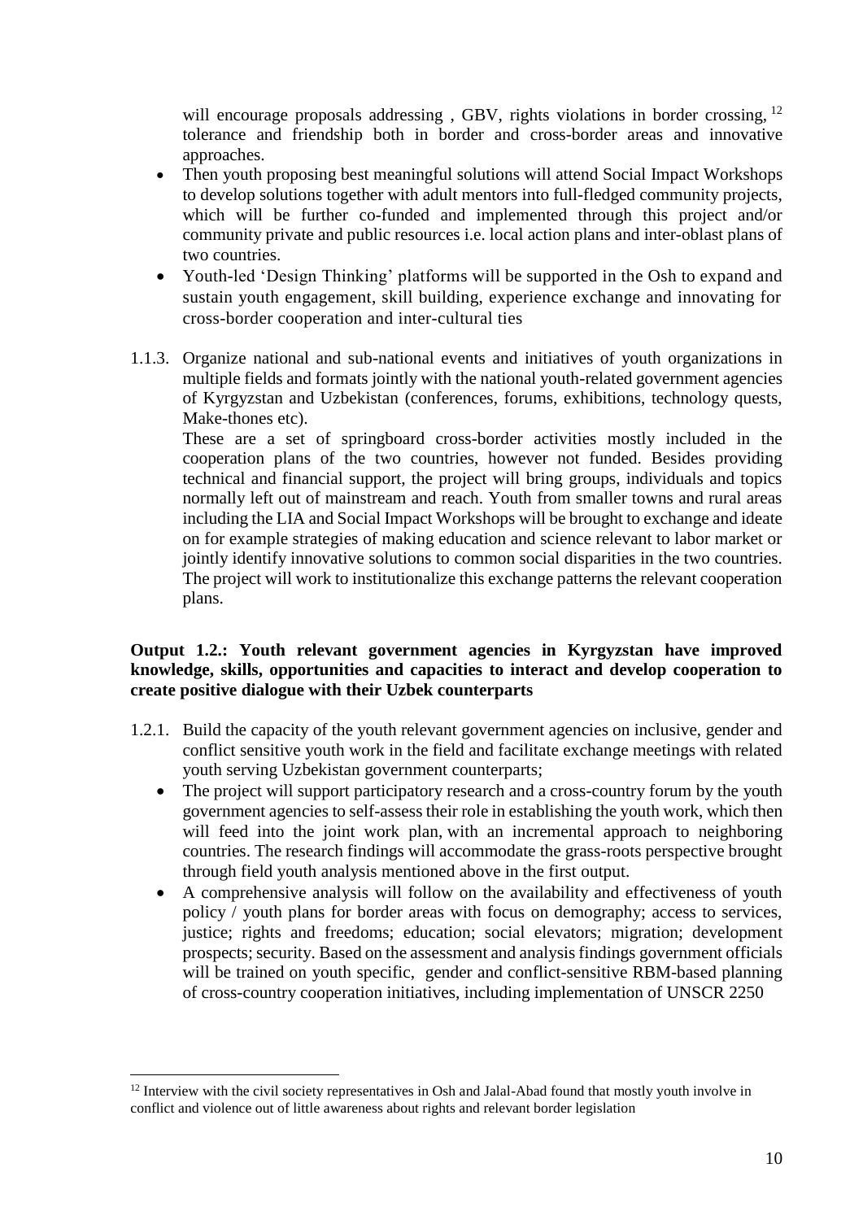will encourage proposals addressing , GBV, rights violations in border crossing, [12] tolerance and friendship both in border and cross-border areas and innovative approaches.

- Then youth proposing best meaningful solutions will attend Social Impact Workshops to develop solutions together with adult mentors into full-fledged community projects, which will be further co-funded and implemented through this project and/or community private and public resources i.e. local action plans and inter-oblast plans of two countries.
- Youth-led 'Design Thinking' platforms will be supported in the Osh to expand and sustain youth engagement, skill building, experience exchange and innovating for cross-border cooperation and inter-cultural ties

1.1.3. Organize national and sub-national events and initiatives of youth organizations in multiple fields and formats jointly with the national youth-related government agencies of Kyrgyzstan and Uzbekistan (conferences, forums, exhibitions, technology quests, Make-thones etc).

These are a set of springboard cross-border activities mostly included in the cooperation plans of the two countries, however not funded. Besides providing technical and financial support, the project will bring groups, individuals and topics normally left out of mainstream and reach. Youth from smaller towns and rural areas including the LIA and Social Impact Workshops will be brought to exchange and ideate on for example strategies of making education and science relevant to labor market or jointly identify innovative solutions to common social disparities in the two countries. The project will work to institutionalize this exchange patterns the relevant cooperation plans.

**Output 1.2.: Youth relevant government agencies in Kyrgyzstan have improved knowledge, skills, opportunities and capacities to interact and develop cooperation to create positive dialogue with their Uzbek counterparts**

1.2.1. Build the capacity of the youth relevant government agencies on inclusive, gender and conflict sensitive youth work in the field and facilitate exchange meetings with related youth serving Uzbekistan government counterparts;

- The project will support participatory research and a cross-country forum by the youth government agencies to self-assess their role in establishing the youth work, which then will feed into the joint work plan, with an incremental approach to neighboring countries. The research findings will accommodate the grass-roots perspective brought through field youth analysis mentioned above in the first output.
- A comprehensive analysis will follow on the availability and effectiveness of youth policy / youth plans for border areas with focus on demography; access to services, justice; rights and freedoms; education; social elevators; migration; development prospects; security. Based on the assessment and analysis findings government officials will be trained on youth specific, gender and conflict-sensitive RBM-based planning of cross-country cooperation initiatives, including implementation of UNSCR 2250

[12] Interview with the civil society representatives in Osh and Jalal-Abad found that mostly youth involve in conflict and violence out of little awareness about rights and relevant border legislation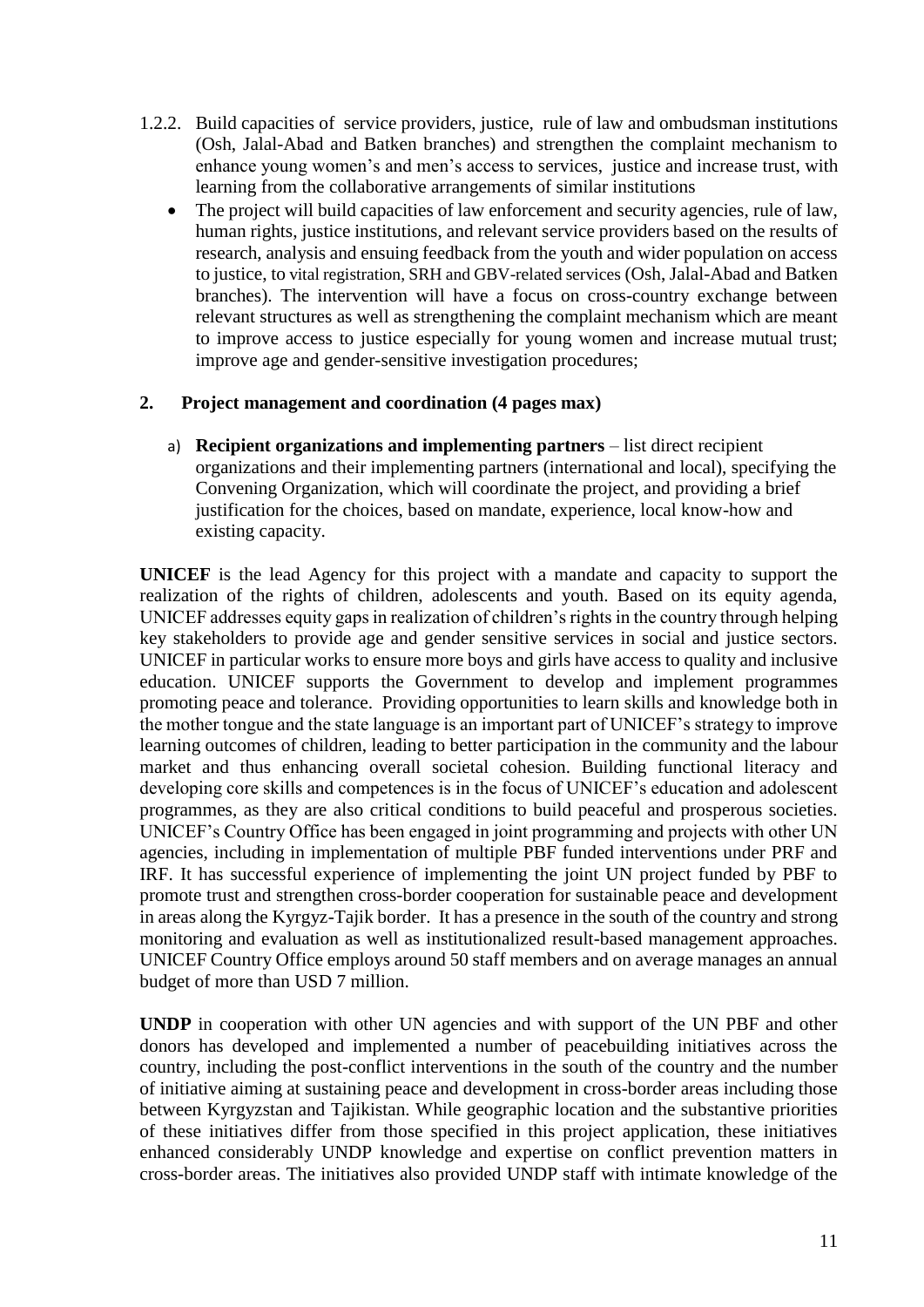1.2.2. Build capacities of service providers, justice, rule of law and ombudsman institutions (Osh, Jalal-Abad and Batken branches) and strengthen the complaint mechanism to enhance young women's and men's access to services, justice and increase trust, with learning from the collaborative arrangements of similar institutions

- The project will build capacities of law enforcement and security agencies, rule of law, human rights, justice institutions, and relevant service providers based on the results of research, analysis and ensuing feedback from the youth and wider population on access to justice, to vital registration, SRH and GBV-related services (Osh, Jalal-Abad and Batken branches). The intervention will have a focus on cross-country exchange between relevant structures as well as strengthening the complaint mechanism which are meant to improve access to justice especially for young women and increase mutual trust; improve age and gender-sensitive investigation procedures;

## 2. Project management and coordination (4 pages max)

a) **Recipient organizations and implementing partners** – list direct recipient organizations and their implementing partners (international and local), specifying the Convening Organization, which will coordinate the project, and providing a brief justification for the choices, based on mandate, experience, local know-how and existing capacity.

**UNICEF** is the lead Agency for this project with a mandate and capacity to support the realization of the rights of children, adolescents and youth. Based on its equity agenda, UNICEF addresses equity gaps in realization of children's rights in the country through helping key stakeholders to provide age and gender sensitive services in social and justice sectors. UNICEF in particular works to ensure more boys and girls have access to quality and inclusive education. UNICEF supports the Government to develop and implement programmes promoting peace and tolerance. Providing opportunities to learn skills and knowledge both in the mother tongue and the state language is an important part of UNICEF's strategy to improve learning outcomes of children, leading to better participation in the community and the labour market and thus enhancing overall societal cohesion. Building functional literacy and developing core skills and competences is in the focus of UNICEF's education and adolescent programmes, as they are also critical conditions to build peaceful and prosperous societies. UNICEF's Country Office has been engaged in joint programming and projects with other UN agencies, including in implementation of multiple PBF funded interventions under PRF and IRF. It has successful experience of implementing the joint UN project funded by PBF to promote trust and strengthen cross-border cooperation for sustainable peace and development in areas along the Kyrgyz-Tajik border. It has a presence in the south of the country and strong monitoring and evaluation as well as institutionalized result-based management approaches. UNICEF Country Office employs around 50 staff members and on average manages an annual budget of more than USD 7 million.

**UNDP** in cooperation with other UN agencies and with support of the UN PBF and other donors has developed and implemented a number of peacebuilding initiatives across the country, including the post-conflict interventions in the south of the country and the number of initiative aiming at sustaining peace and development in cross-border areas including those between Kyrgyzstan and Tajikistan. While geographic location and the substantive priorities of these initiatives differ from those specified in this project application, these initiatives enhanced considerably UNDP knowledge and expertise on conflict prevention matters in cross-border areas. The initiatives also provided UNDP staff with intimate knowledge of the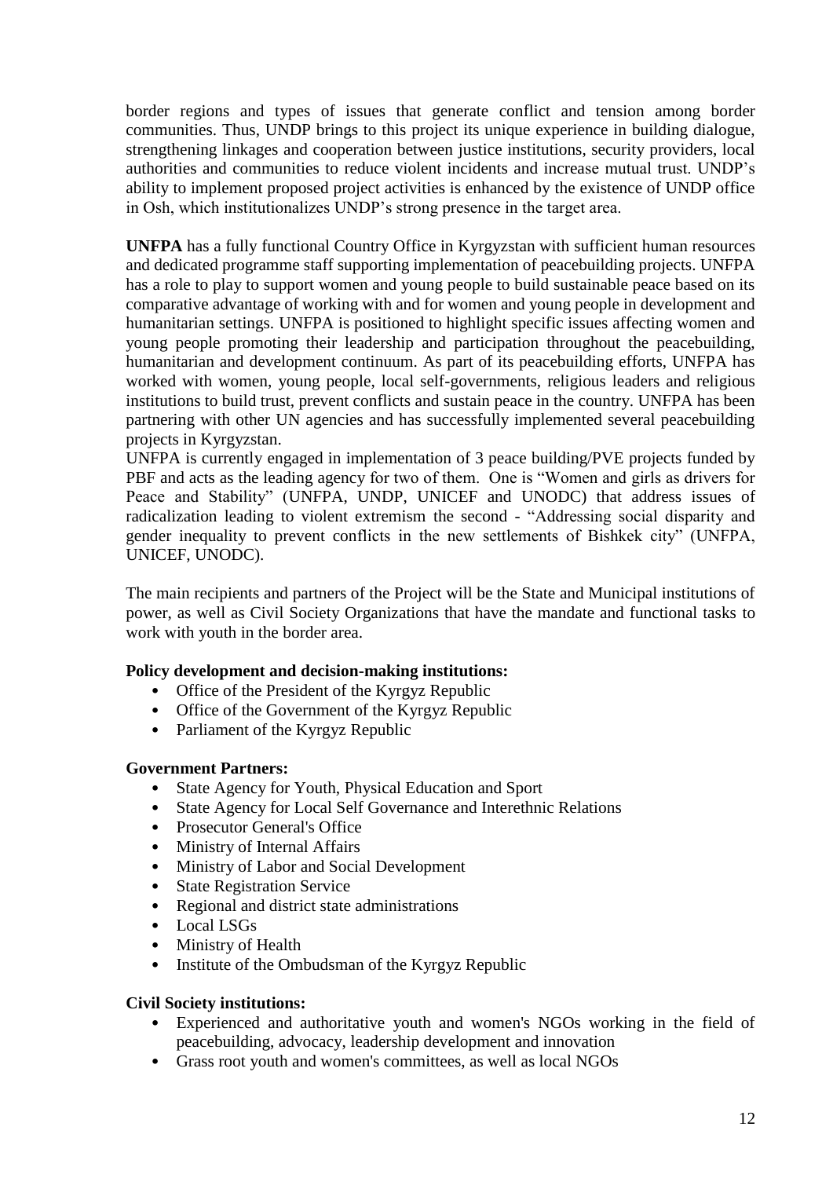border regions and types of issues that generate conflict and tension among border communities. Thus, UNDP brings to this project its unique experience in building dialogue, strengthening linkages and cooperation between justice institutions, security providers, local authorities and communities to reduce violent incidents and increase mutual trust. UNDP's ability to implement proposed project activities is enhanced by the existence of UNDP office in Osh, which institutionalizes UNDP's strong presence in the target area.

**UNFPA** has a fully functional Country Office in Kyrgyzstan with sufficient human resources and dedicated programme staff supporting implementation of peacebuilding projects. UNFPA has a role to play to support women and young people to build sustainable peace based on its comparative advantage of working with and for women and young people in development and humanitarian settings. UNFPA is positioned to highlight specific issues affecting women and young people promoting their leadership and participation throughout the peacebuilding, humanitarian and development continuum. As part of its peacebuilding efforts, UNFPA has worked with women, young people, local self-governments, religious leaders and religious institutions to build trust, prevent conflicts and sustain peace in the country. UNFPA has been partnering with other UN agencies and has successfully implemented several peacebuilding projects in Kyrgyzstan.
UNFPA is currently engaged in implementation of 3 peace building/PVE projects funded by PBF and acts as the leading agency for two of them. One is "Women and girls as drivers for Peace and Stability" (UNFPA, UNDP, UNICEF and UNODC) that address issues of radicalization leading to violent extremism the second - "Addressing social disparity and gender inequality to prevent conflicts in the new settlements of Bishkek city" (UNFPA, UNICEF, UNODC).

The main recipients and partners of the Project will be the State and Municipal institutions of power, as well as Civil Society Organizations that have the mandate and functional tasks to work with youth in the border area.

**Policy development and decision-making institutions:**

- Office of the President of the Kyrgyz Republic
- Office of the Government of the Kyrgyz Republic
- Parliament of the Kyrgyz Republic

**Government Partners:**

- State Agency for Youth, Physical Education and Sport
- State Agency for Local Self Governance and Interethnic Relations
- Prosecutor General's Office
- Ministry of Internal Affairs
- Ministry of Labor and Social Development
- State Registration Service
- Regional and district state administrations
- Local LSGs
- Ministry of Health
- Institute of the Ombudsman of the Kyrgyz Republic

**Civil Society institutions:**

- Experienced and authoritative youth and women's NGOs working in the field of peacebuilding, advocacy, leadership development and innovation
- Grass root youth and women's committees, as well as local NGOs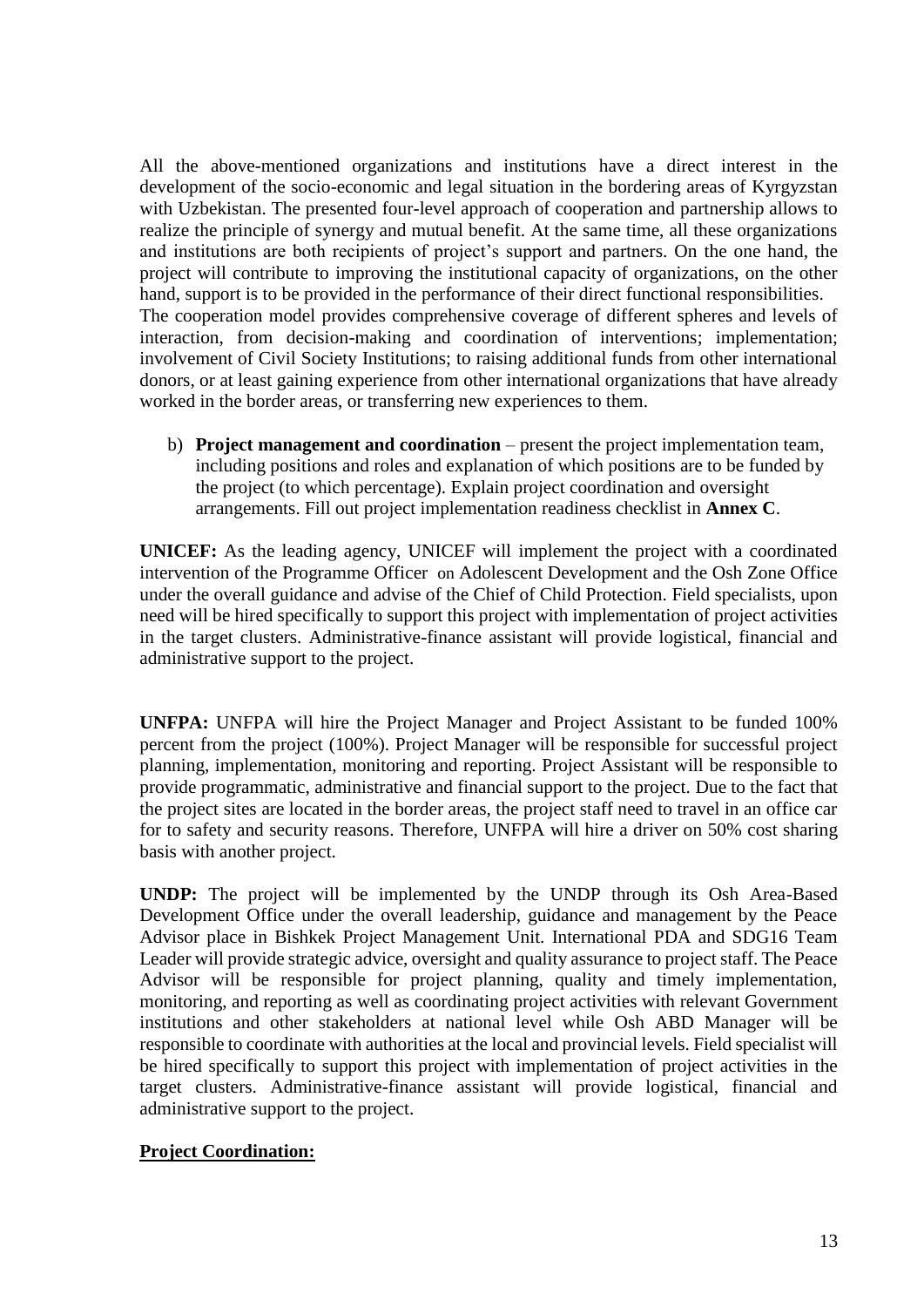All the above-mentioned organizations and institutions have a direct interest in the development of the socio-economic and legal situation in the bordering areas of Kyrgyzstan with Uzbekistan. The presented four-level approach of cooperation and partnership allows to realize the principle of synergy and mutual benefit. At the same time, all these organizations and institutions are both recipients of project's support and partners. On the one hand, the project will contribute to improving the institutional capacity of organizations, on the other hand, support is to be provided in the performance of their direct functional responsibilities.
The cooperation model provides comprehensive coverage of different spheres and levels of interaction, from decision-making and coordination of interventions; implementation; involvement of Civil Society Institutions; to raising additional funds from other international donors, or at least gaining experience from other international organizations that have already worked in the border areas, or transferring new experiences to them.

b) **Project management and coordination** – present the project implementation team, including positions and roles and explanation of which positions are to be funded by the project (to which percentage). Explain project coordination and oversight arrangements. Fill out project implementation readiness checklist in **Annex C**.

**UNICEF:** As the leading agency, UNICEF will implement the project with a coordinated intervention of the Programme Officer on Adolescent Development and the Osh Zone Office under the overall guidance and advise of the Chief of Child Protection. Field specialists, upon need will be hired specifically to support this project with implementation of project activities in the target clusters. Administrative-finance assistant will provide logistical, financial and administrative support to the project.

**UNFPA:** UNFPA will hire the Project Manager and Project Assistant to be funded 100% percent from the project (100%). Project Manager will be responsible for successful project planning, implementation, monitoring and reporting. Project Assistant will be responsible to provide programmatic, administrative and financial support to the project. Due to the fact that the project sites are located in the border areas, the project staff need to travel in an office car for to safety and security reasons. Therefore, UNFPA will hire a driver on 50% cost sharing basis with another project.

**UNDP:** The project will be implemented by the UNDP through its Osh Area-Based Development Office under the overall leadership, guidance and management by the Peace Advisor place in Bishkek Project Management Unit. International PDA and SDG16 Team Leader will provide strategic advice, oversight and quality assurance to project staff. The Peace Advisor will be responsible for project planning, quality and timely implementation, monitoring, and reporting as well as coordinating project activities with relevant Government institutions and other stakeholders at national level while Osh ABD Manager will be responsible to coordinate with authorities at the local and provincial levels. Field specialist will be hired specifically to support this project with implementation of project activities in the target clusters. Administrative-finance assistant will provide logistical, financial and administrative support to the project.

**Project Coordination:**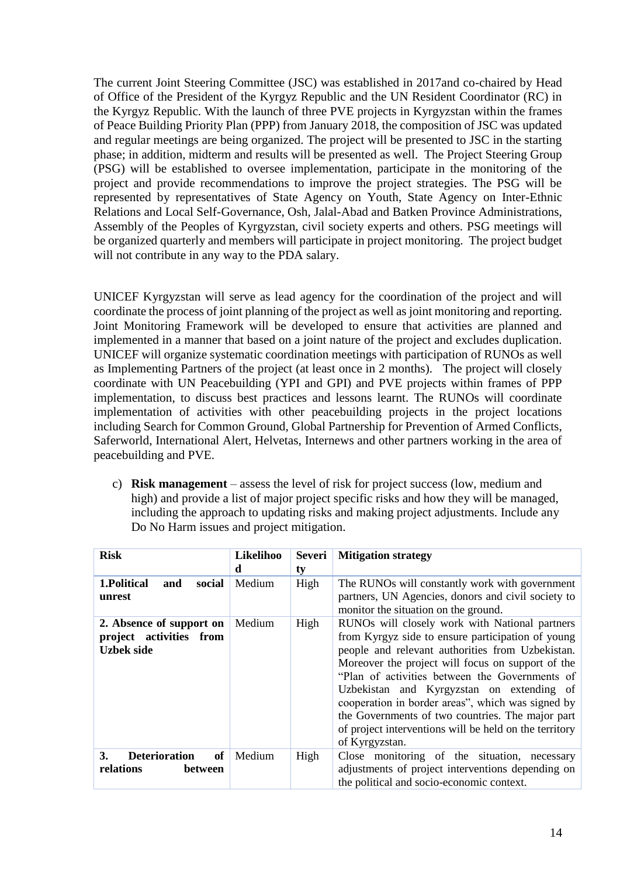The current Joint Steering Committee (JSC) was established in 2017and co-chaired by Head of Office of the President of the Kyrgyz Republic and the UN Resident Coordinator (RC) in the Kyrgyz Republic. With the launch of three PVE projects in Kyrgyzstan within the frames of Peace Building Priority Plan (PPP) from January 2018, the composition of JSC was updated and regular meetings are being organized. The project will be presented to JSC in the starting phase; in addition, midterm and results will be presented as well. The Project Steering Group (PSG) will be established to oversee implementation, participate in the monitoring of the project and provide recommendations to improve the project strategies. The PSG will be represented by representatives of State Agency on Youth, State Agency on Inter-Ethnic Relations and Local Self-Governance, Osh, Jalal-Abad and Batken Province Administrations, Assembly of the Peoples of Kyrgyzstan, civil society experts and others. PSG meetings will be organized quarterly and members will participate in project monitoring. The project budget will not contribute in any way to the PDA salary.

UNICEF Kyrgyzstan will serve as lead agency for the coordination of the project and will coordinate the process of joint planning of the project as well as joint monitoring and reporting. Joint Monitoring Framework will be developed to ensure that activities are planned and implemented in a manner that based on a joint nature of the project and excludes duplication. UNICEF will organize systematic coordination meetings with participation of RUNOs as well as Implementing Partners of the project (at least once in 2 months). The project will closely coordinate with UN Peacebuilding (YPI and GPI) and PVE projects within frames of PPP implementation, to discuss best practices and lessons learnt. The RUNOs will coordinate implementation of activities with other peacebuilding projects in the project locations including Search for Common Ground, Global Partnership for Prevention of Armed Conflicts, Saferworld, International Alert, Helvetas, Internews and other partners working in the area of peacebuilding and PVE.

c) **Risk management** – assess the level of risk for project success (low, medium and high) and provide a list of major project specific risks and how they will be managed, including the approach to updating risks and making project adjustments. Include any Do No Harm issues and project mitigation.

| Risk | Likelihood | Severity | Mitigation strategy |
|---|---|---|---|
| **1.Political and social unrest** | Medium | High | The RUNOs will constantly work with government partners, UN Agencies, donors and civil society to monitor the situation on the ground. |
| **2. Absence of support on project activities from Uzbek side** | Medium | High | RUNOs will closely work with National partners from Kyrgyz side to ensure participation of young people and relevant authorities from Uzbekistan. Moreover the project will focus on support of the "Plan of activities between the Governments of Uzbekistan and Kyrgyzstan on extending of cooperation in border areas", which was signed by the Governments of two countries. The major part of project interventions will be held on the territory of Kyrgyzstan. |
| **3. Deterioration of relations between** | Medium | High | Close monitoring of the situation, necessary adjustments of project interventions depending on the political and socio-economic context. |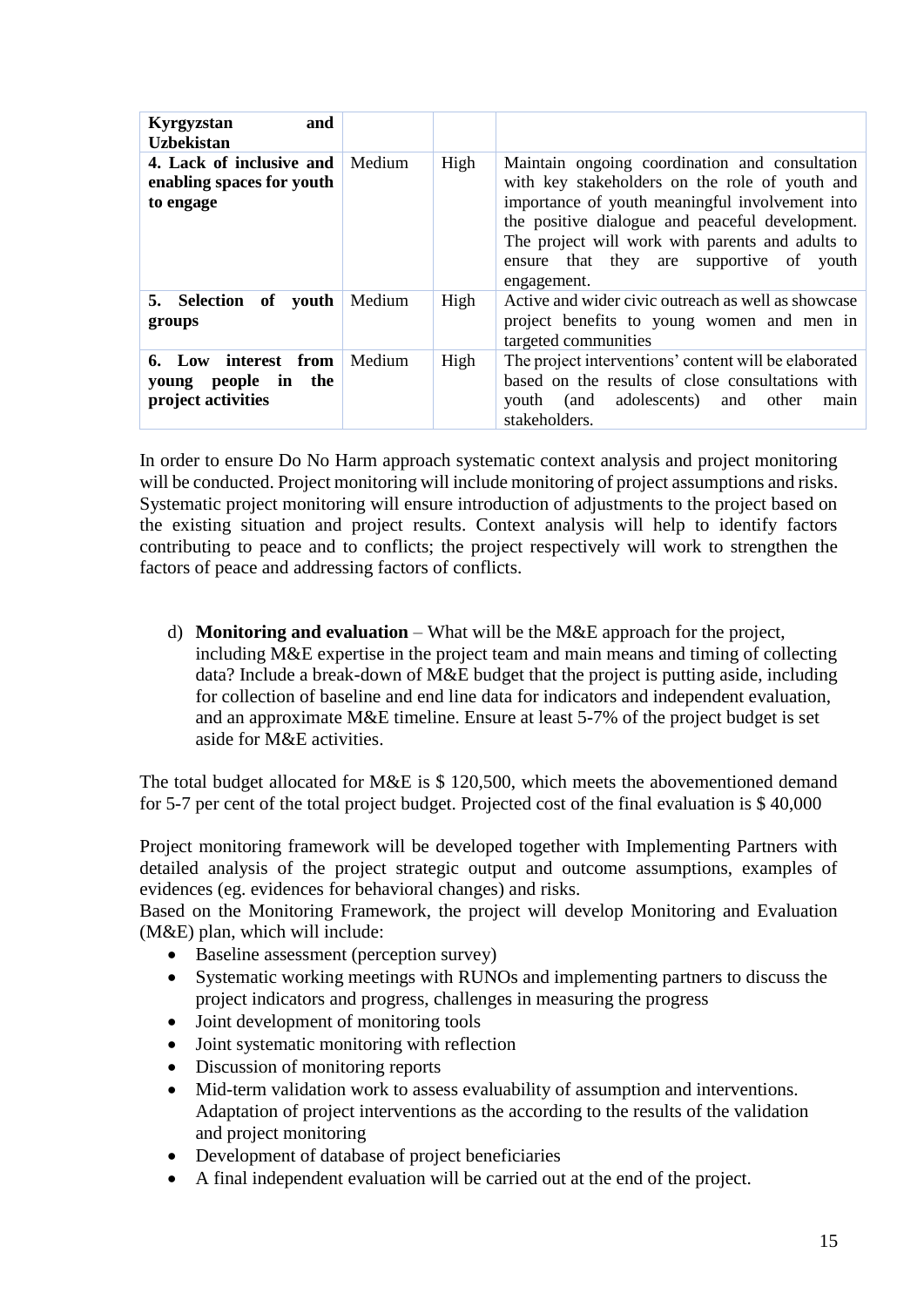| **Kyrgyzstan and Uzbekistan** | | | |
|---|---|---|---|
| **4. Lack of inclusive and enabling spaces for youth to engage** | Medium | High | Maintain ongoing coordination and consultation with key stakeholders on the role of youth and importance of youth meaningful involvement into the positive dialogue and peaceful development. The project will work with parents and adults to ensure that they are supportive of youth engagement. |
| **5. Selection of youth groups** | Medium | High | Active and wider civic outreach as well as showcase project benefits to young women and men in targeted communities |
| **6. Low interest from young people in the project activities** | Medium | High | The project interventions' content will be elaborated based on the results of close consultations with youth (and adolescents) and other main stakeholders. |

In order to ensure Do No Harm approach systematic context analysis and project monitoring will be conducted. Project monitoring will include monitoring of project assumptions and risks. Systematic project monitoring will ensure introduction of adjustments to the project based on the existing situation and project results. Context analysis will help to identify factors contributing to peace and to conflicts; the project respectively will work to strengthen the factors of peace and addressing factors of conflicts.

d) **Monitoring and evaluation** – What will be the M&E approach for the project, including M&E expertise in the project team and main means and timing of collecting data? Include a break-down of M&E budget that the project is putting aside, including for collection of baseline and end line data for indicators and independent evaluation, and an approximate M&E timeline. Ensure at least 5-7% of the project budget is set aside for M&E activities.

The total budget allocated for M&E is $ 120,500, which meets the abovementioned demand for 5-7 per cent of the total project budget. Projected cost of the final evaluation is $ 40,000

Project monitoring framework will be developed together with Implementing Partners with detailed analysis of the project strategic output and outcome assumptions, examples of evidences (eg. evidences for behavioral changes) and risks.
Based on the Monitoring Framework, the project will develop Monitoring and Evaluation (M&E) plan, which will include:

- Baseline assessment (perception survey)
- Systematic working meetings with RUNOs and implementing partners to discuss the project indicators and progress, challenges in measuring the progress
- Joint development of monitoring tools
- Joint systematic monitoring with reflection
- Discussion of monitoring reports
- Mid-term validation work to assess evaluability of assumption and interventions. Adaptation of project interventions as the according to the results of the validation and project monitoring
- Development of database of project beneficiaries
- A final independent evaluation will be carried out at the end of the project.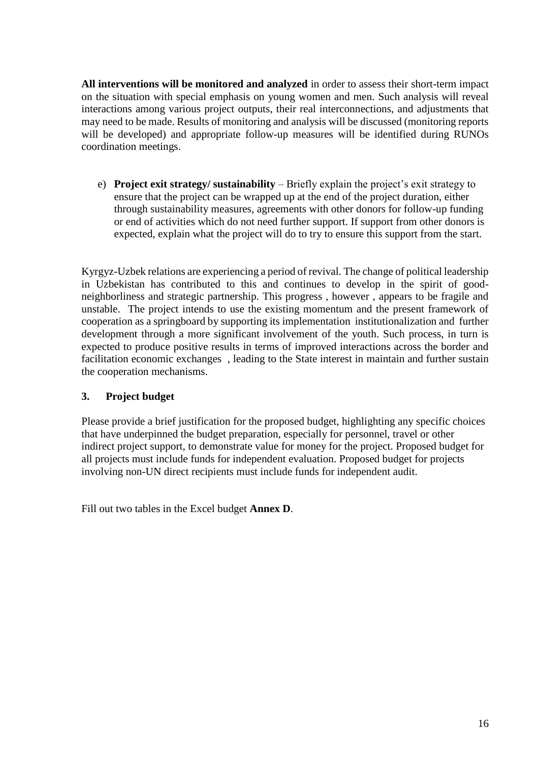**All interventions will be monitored and analyzed** in order to assess their short-term impact on the situation with special emphasis on young women and men. Such analysis will reveal interactions among various project outputs, their real interconnections, and adjustments that may need to be made. Results of monitoring and analysis will be discussed (monitoring reports will be developed) and appropriate follow-up measures will be identified during RUNOs coordination meetings.

e) **Project exit strategy/ sustainability** – Briefly explain the project's exit strategy to ensure that the project can be wrapped up at the end of the project duration, either through sustainability measures, agreements with other donors for follow-up funding or end of activities which do not need further support. If support from other donors is expected, explain what the project will do to try to ensure this support from the start.

Kyrgyz-Uzbek relations are experiencing a period of revival. The change of political leadership in Uzbekistan has contributed to this and continues to develop in the spirit of good-neighborliness and strategic partnership. This progress , however , appears to be fragile and unstable. The project intends to use the existing momentum and the present framework of cooperation as a springboard by supporting its implementation institutionalization and further development through a more significant involvement of the youth. Such process, in turn is expected to produce positive results in terms of improved interactions across the border and facilitation economic exchanges , leading to the State interest in maintain and further sustain the cooperation mechanisms.

## 3. Project budget

Please provide a brief justification for the proposed budget, highlighting any specific choices that have underpinned the budget preparation, especially for personnel, travel or other indirect project support, to demonstrate value for money for the project. Proposed budget for all projects must include funds for independent evaluation. Proposed budget for projects involving non-UN direct recipients must include funds for independent audit.

Fill out two tables in the Excel budget **Annex D**.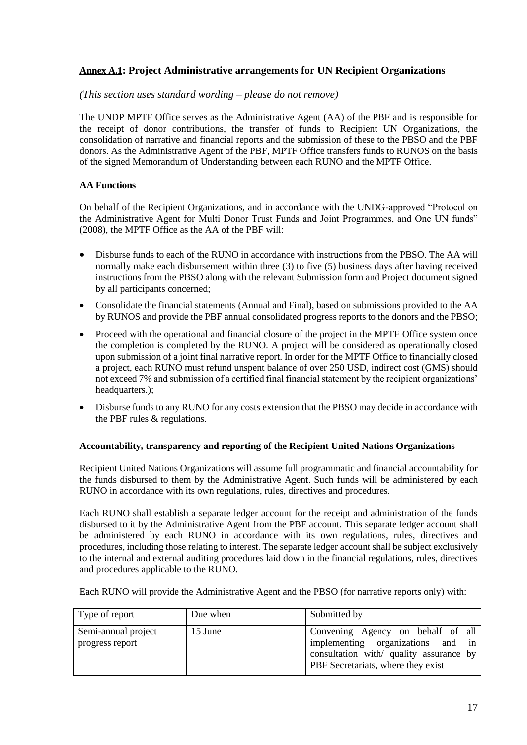## <u>Annex A.1</u>: Project Administrative arrangements for UN Recipient Organizations

*(This section uses standard wording – please do not remove)*

The UNDP MPTF Office serves as the Administrative Agent (AA) of the PBF and is responsible for the receipt of donor contributions, the transfer of funds to Recipient UN Organizations, the consolidation of narrative and financial reports and the submission of these to the PBSO and the PBF donors. As the Administrative Agent of the PBF, MPTF Office transfers funds to RUNOS on the basis of the signed Memorandum of Understanding between each RUNO and the MPTF Office.

**AA Functions**

On behalf of the Recipient Organizations, and in accordance with the UNDG-approved "Protocol on the Administrative Agent for Multi Donor Trust Funds and Joint Programmes, and One UN funds" (2008), the MPTF Office as the AA of the PBF will:

- Disburse funds to each of the RUNO in accordance with instructions from the PBSO. The AA will normally make each disbursement within three (3) to five (5) business days after having received instructions from the PBSO along with the relevant Submission form and Project document signed by all participants concerned;
- Consolidate the financial statements (Annual and Final), based on submissions provided to the AA by RUNOS and provide the PBF annual consolidated progress reports to the donors and the PBSO;
- Proceed with the operational and financial closure of the project in the MPTF Office system once the completion is completed by the RUNO. A project will be considered as operationally closed upon submission of a joint final narrative report. In order for the MPTF Office to financially closed a project, each RUNO must refund unspent balance of over 250 USD, indirect cost (GMS) should not exceed 7% and submission of a certified final financial statement by the recipient organizations' headquarters.);
- Disburse funds to any RUNO for any costs extension that the PBSO may decide in accordance with the PBF rules & regulations.

**Accountability, transparency and reporting of the Recipient United Nations Organizations**

Recipient United Nations Organizations will assume full programmatic and financial accountability for the funds disbursed to them by the Administrative Agent. Such funds will be administered by each RUNO in accordance with its own regulations, rules, directives and procedures.

Each RUNO shall establish a separate ledger account for the receipt and administration of the funds disbursed to it by the Administrative Agent from the PBF account. This separate ledger account shall be administered by each RUNO in accordance with its own regulations, rules, directives and procedures, including those relating to interest. The separate ledger account shall be subject exclusively to the internal and external auditing procedures laid down in the financial regulations, rules, directives and procedures applicable to the RUNO.

Each RUNO will provide the Administrative Agent and the PBSO (for narrative reports only) with:

| Type of report | Due when | Submitted by |
| --- | --- | --- |
| Semi-annual project progress report | 15 June | Convening Agency on behalf of all implementing organizations and in consultation with/ quality assurance by PBF Secretariats, where they exist |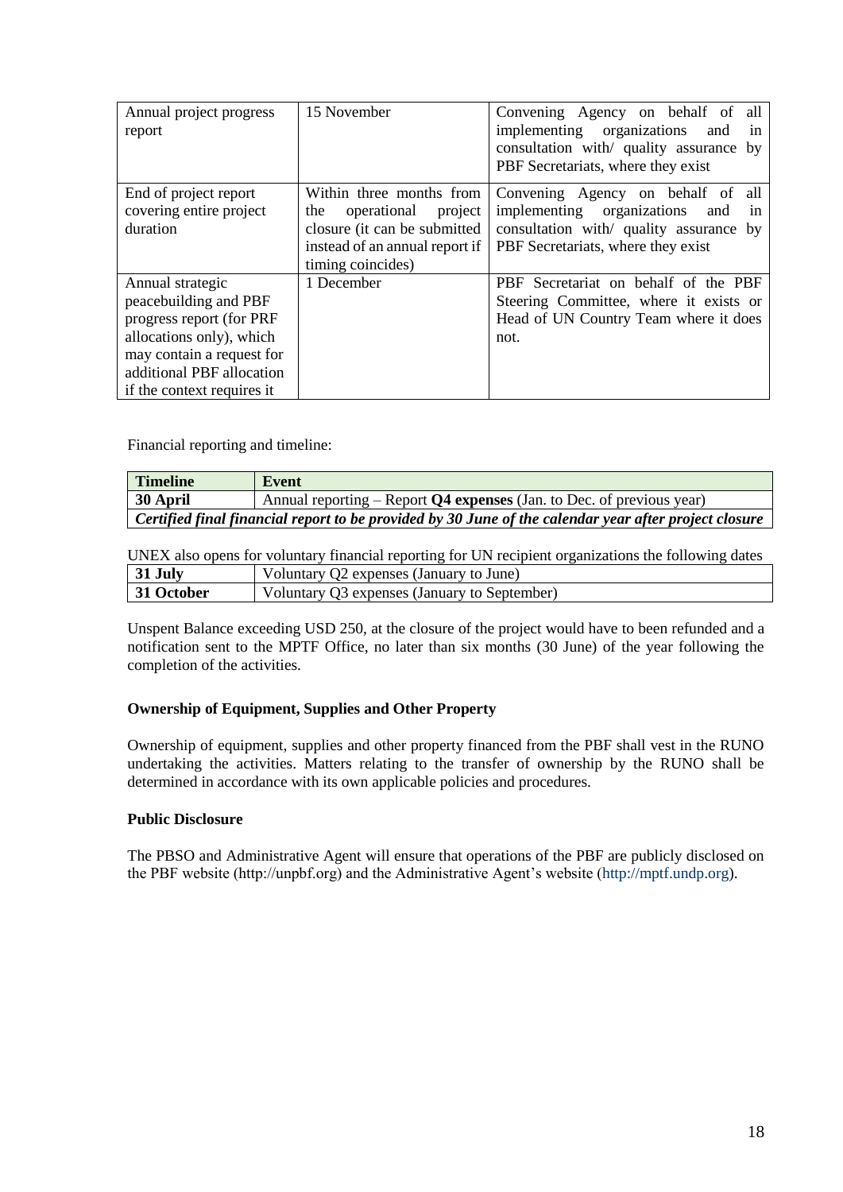| Annual project progress report | 15 November | Convening Agency on behalf of all implementing organizations and in consultation with/ quality assurance by PBF Secretariats, where they exist |
|---|---|---|
| End of project report covering entire project duration | Within three months from the operational project closure (it can be submitted instead of an annual report if timing coincides) | Convening Agency on behalf of all implementing organizations and in consultation with/ quality assurance by PBF Secretariats, where they exist |
| Annual strategic peacebuilding and PBF progress report (for PRF allocations only), which may contain a request for additional PBF allocation if the context requires it | 1 December | PBF Secretariat on behalf of the PBF Steering Committee, where it exists or Head of UN Country Team where it does not. |

Financial reporting and timeline:

| Timeline | Event |
|---|---|
| **30 April** | Annual reporting – Report **Q4 expenses** (Jan. to Dec. of previous year) |
| ***Certified final financial report to be provided by 30 June of the calendar year after project closure*** | |

UNEX also opens for voluntary financial reporting for UN recipient organizations the following dates

| | |
|---|---|
| **31 July** | Voluntary Q2 expenses (January to June) |
| **31 October** | Voluntary Q3 expenses (January to September) |

Unspent Balance exceeding USD 250, at the closure of the project would have to been refunded and a notification sent to the MPTF Office, no later than six months (30 June) of the year following the completion of the activities.

**Ownership of Equipment, Supplies and Other Property**

Ownership of equipment, supplies and other property financed from the PBF shall vest in the RUNO undertaking the activities. Matters relating to the transfer of ownership by the RUNO shall be determined in accordance with its own applicable policies and procedures.

**Public Disclosure**

The PBSO and Administrative Agent will ensure that operations of the PBF are publicly disclosed on the PBF website (http://unpbf.org) and the Administrative Agent's website (http://mptf.undp.org).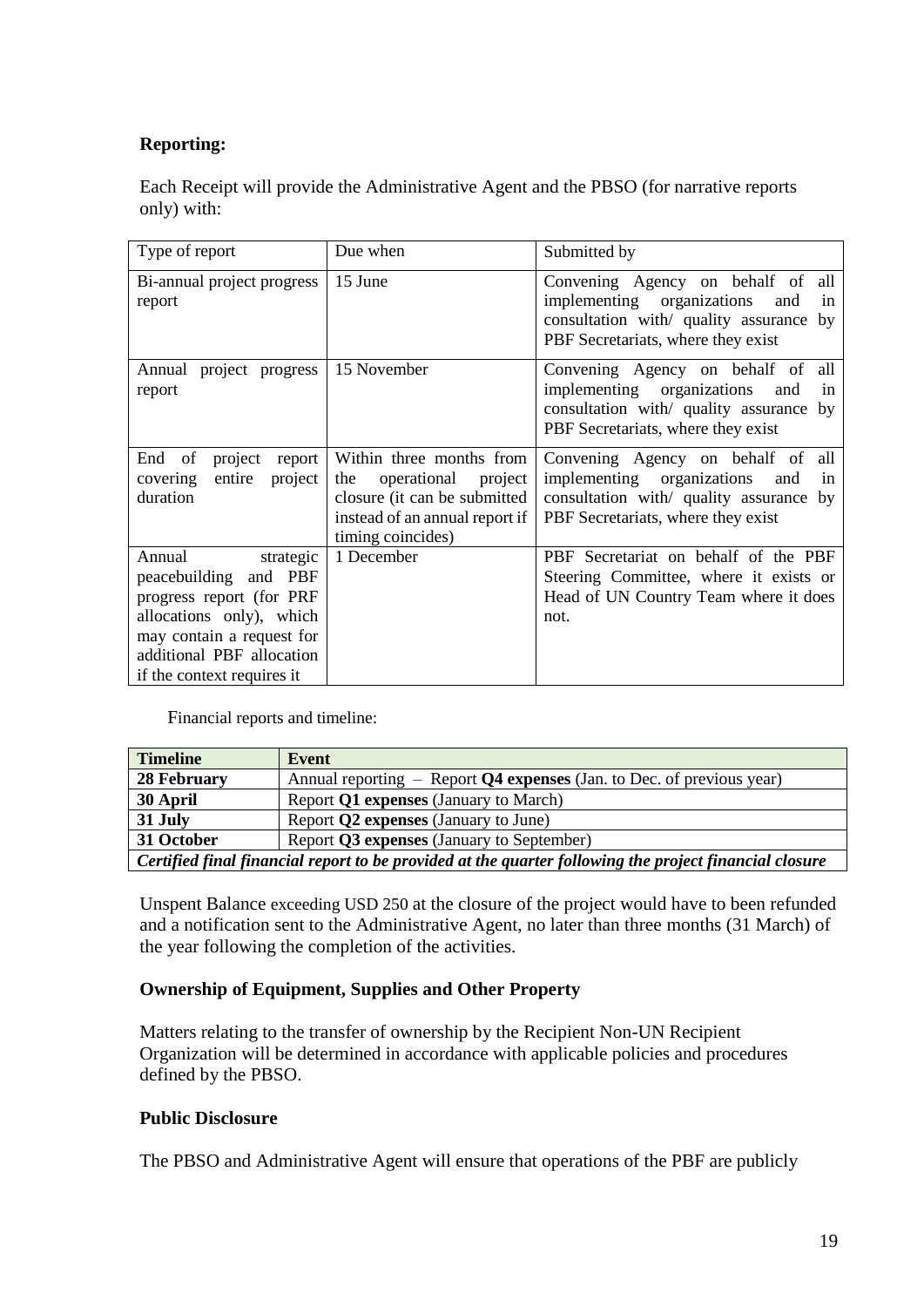**Reporting:**

Each Receipt will provide the Administrative Agent and the PBSO (for narrative reports only) with:

| Type of report | Due when | Submitted by |
|---|---|---|
| Bi-annual project progress report | 15 June | Convening Agency on behalf of all implementing organizations and in consultation with/ quality assurance by PBF Secretariats, where they exist |
| Annual project progress report | 15 November | Convening Agency on behalf of all implementing organizations and in consultation with/ quality assurance by PBF Secretariats, where they exist |
| End of project report covering entire project duration | Within three months from the operational project closure (it can be submitted instead of an annual report if timing coincides) | Convening Agency on behalf of all implementing organizations and in consultation with/ quality assurance by PBF Secretariats, where they exist |
| Annual strategic peacebuilding and PBF progress report (for PRF allocations only), which may contain a request for additional PBF allocation if the context requires it | 1 December | PBF Secretariat on behalf of the PBF Steering Committee, where it exists or Head of UN Country Team where it does not. |

Financial reports and timeline:

| Timeline | Event |
|---|---|
| **28 February** | Annual reporting – Report **Q4 expenses** (Jan. to Dec. of previous year) |
| **30 April** | Report **Q1 expenses** (January to March) |
| **31 July** | Report **Q2 expenses** (January to June) |
| **31 October** | Report **Q3 expenses** (January to September) |
| ***Certified final financial report to be provided at the quarter following the project financial closure*** | |

Unspent Balance exceeding USD 250 at the closure of the project would have to been refunded and a notification sent to the Administrative Agent, no later than three months (31 March) of the year following the completion of the activities.

**Ownership of Equipment, Supplies and Other Property**

Matters relating to the transfer of ownership by the Recipient Non-UN Recipient Organization will be determined in accordance with applicable policies and procedures defined by the PBSO.

**Public Disclosure**

The PBSO and Administrative Agent will ensure that operations of the PBF are publicly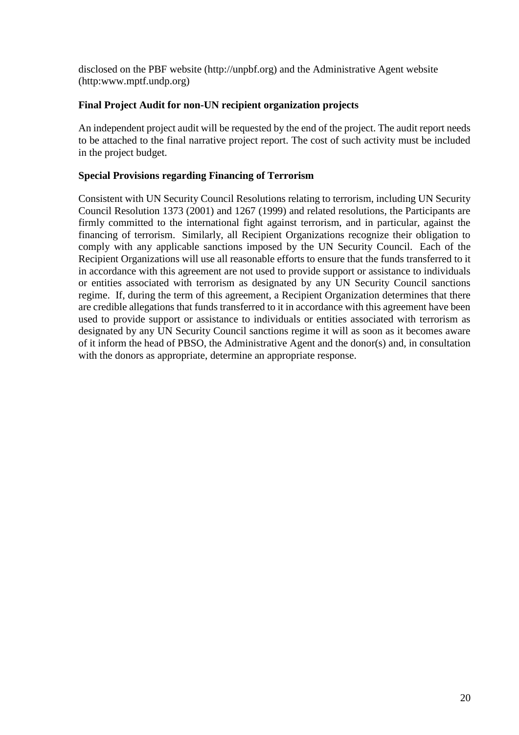disclosed on the PBF website (http://unpbf.org) and the Administrative Agent website (http:www.mptf.undp.org)

**Final Project Audit for non-UN recipient organization projects**

An independent project audit will be requested by the end of the project. The audit report needs to be attached to the final narrative project report. The cost of such activity must be included in the project budget.

**Special Provisions regarding Financing of Terrorism**

Consistent with UN Security Council Resolutions relating to terrorism, including UN Security Council Resolution 1373 (2001) and 1267 (1999) and related resolutions, the Participants are firmly committed to the international fight against terrorism, and in particular, against the financing of terrorism. Similarly, all Recipient Organizations recognize their obligation to comply with any applicable sanctions imposed by the UN Security Council. Each of the Recipient Organizations will use all reasonable efforts to ensure that the funds transferred to it in accordance with this agreement are not used to provide support or assistance to individuals or entities associated with terrorism as designated by any UN Security Council sanctions regime. If, during the term of this agreement, a Recipient Organization determines that there are credible allegations that funds transferred to it in accordance with this agreement have been used to provide support or assistance to individuals or entities associated with terrorism as designated by any UN Security Council sanctions regime it will as soon as it becomes aware of it inform the head of PBSO, the Administrative Agent and the donor(s) and, in consultation with the donors as appropriate, determine an appropriate response.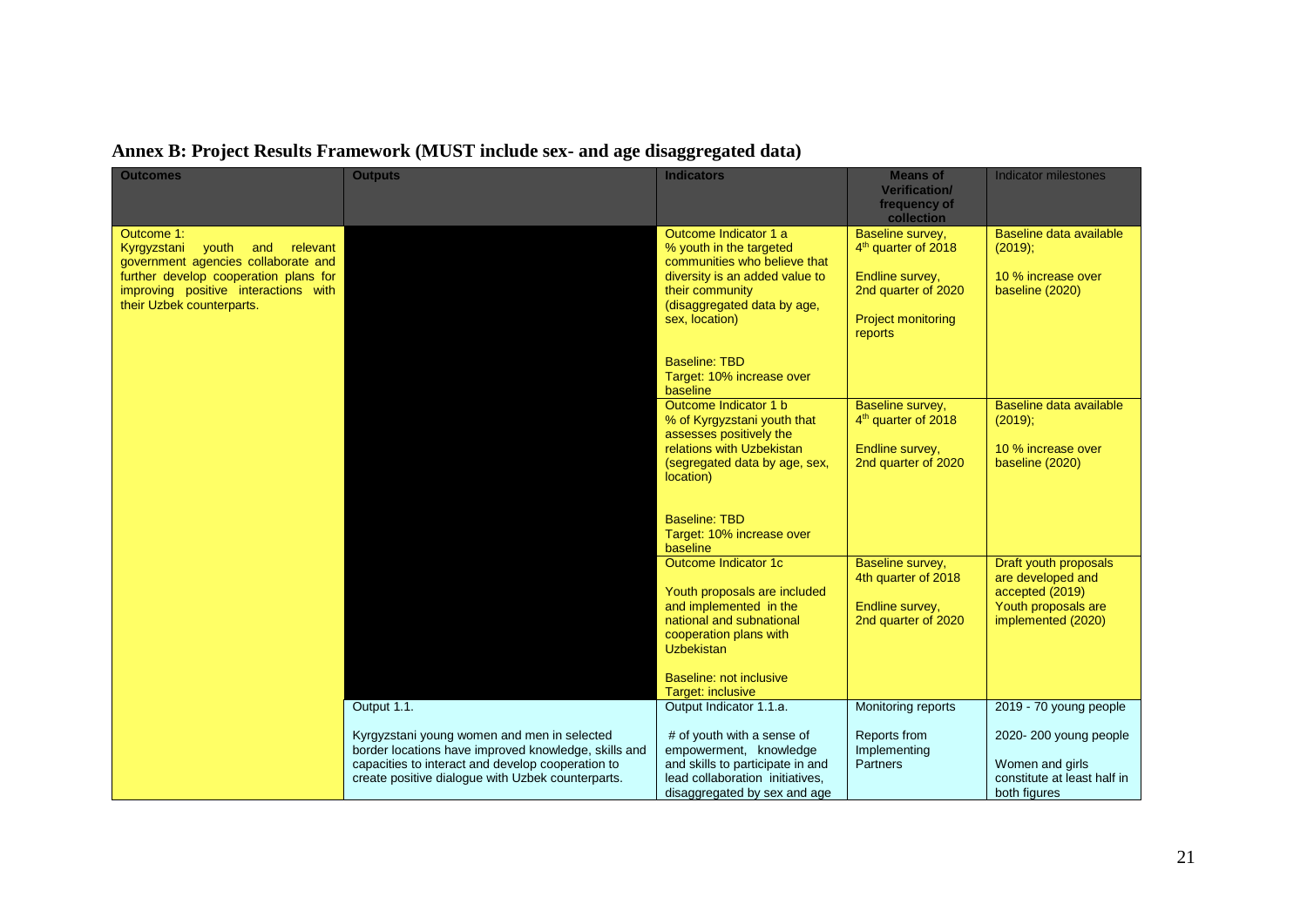## Annex B: Project Results Framework (MUST include sex- and age disaggregated data)

| Outcomes | Outputs | Indicators | Means of Verification/ frequency of collection | Indicator milestones |
|---|---|---|---|---|
| Outcome 1:<br>Kyrgyzstani youth and relevant government agencies collaborate and further develop cooperation plans for improving positive interactions with their Uzbek counterparts. | | Outcome Indicator 1 a<br>% youth in the targeted communities who believe that diversity is an added value to their community (disaggregated data by age, sex, location)<br><br>Baseline: TBD<br>Target: 10% increase over baseline | Baseline survey, 4th quarter of 2018<br><br>Endline survey, 2nd quarter of 2020<br><br>Project monitoring reports | Baseline data available (2019);<br><br>10 % increase over baseline (2020) |
| | | Outcome Indicator 1 b<br>% of Kyrgyzstani youth that assesses positively the relations with Uzbekistan (segregated data by age, sex, location)<br><br>Baseline: TBD<br>Target: 10% increase over baseline | Baseline survey, 4th quarter of 2018<br><br>Endline survey, 2nd quarter of 2020 | Baseline data available (2019);<br><br>10 % increase over baseline (2020) |
| | | Outcome Indicator 1c<br><br>Youth proposals are included and implemented in the national and subnational cooperation plans with Uzbekistan<br><br>Baseline: not inclusive<br>Target: inclusive | Baseline survey, 4th quarter of 2018<br><br>Endline survey, 2nd quarter of 2020 | Draft youth proposals are developed and accepted (2019)<br>Youth proposals are implemented (2020) |
| | Output 1.1.<br><br>Kyrgyzstani young women and men in selected border locations have improved knowledge, skills and capacities to interact and develop cooperation to create positive dialogue with Uzbek counterparts. | Output Indicator 1.1.a.<br><br># of youth with a sense of empowerment, knowledge and skills to participate in and lead collaboration initiatives, disaggregated by sex and age | Monitoring reports<br><br>Reports from Implementing Partners | 2019 - 70 young people<br><br>2020- 200 young people<br><br>Women and girls constitute at least half in both figures |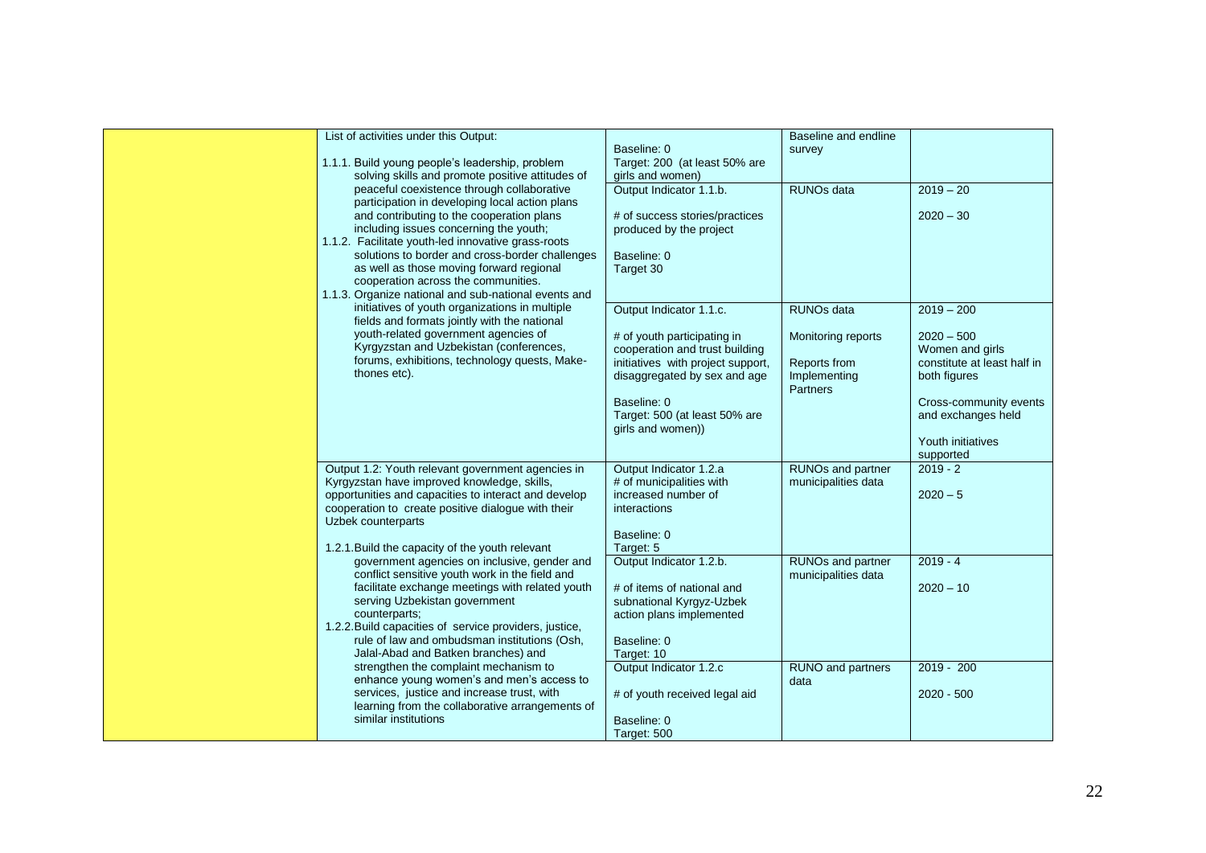| | | | | |
|---|---|---|---|---|
| | List of activities under this Output:<br><br>1.1.1. Build young people's leadership, problem solving skills and promote positive attitudes of peaceful coexistence through collaborative participation in developing local action plans and contributing to the cooperation plans including issues concerning the youth;<br>1.1.2. Facilitate youth-led innovative grass-roots solutions to border and cross-border challenges as well as those moving forward regional cooperation across the communities.<br>1.1.3. Organize national and sub-national events and initiatives of youth organizations in multiple fields and formats jointly with the national youth-related government agencies of Kyrgyzstan and Uzbekistan (conferences, forums, exhibitions, technology quests, Make-thones etc). | Baseline: 0<br>Target: 200 (at least 50% are girls and women) | Baseline and endline survey | |
| | | Output Indicator 1.1.b.<br><br># of success stories/practices produced by the project<br><br>Baseline: 0<br>Target 30 | RUNOs data | 2019 – 20<br><br>2020 – 30 |
| | | Output Indicator 1.1.c.<br><br># of youth participating in cooperation and trust building initiatives with project support, disaggregated by sex and age<br><br>Baseline: 0<br>Target: 500 (at least 50% are girls and women)) | RUNOs data<br><br>Monitoring reports<br><br>Reports from Implementing Partners | 2019 – 200<br><br>2020 – 500<br>Women and girls constitute at least half in both figures<br><br>Cross-community events and exchanges held<br><br>Youth initiatives supported |
| | Output 1.2: Youth relevant government agencies in Kyrgyzstan have improved knowledge, skills, opportunities and capacities to interact and develop cooperation to create positive dialogue with their Uzbek counterparts<br><br>1.2.1. Build the capacity of the youth relevant government agencies on inclusive, gender and conflict sensitive youth work in the field and facilitate exchange meetings with related youth serving Uzbekistan government counterparts;<br>1.2.2. Build capacities of service providers, justice, rule of law and ombudsman institutions (Osh, Jalal-Abad and Batken branches) and strengthen the complaint mechanism to enhance young women's and men's access to services, justice and increase trust, with learning from the collaborative arrangements of similar institutions | Output Indicator 1.2.a<br># of municipalities with increased number of interactions<br><br>Baseline: 0<br>Target: 5 | RUNOs and partner municipalities data | 2019 - 2<br><br>2020 – 5 |
| | | Output Indicator 1.2.b.<br><br># of items of national and subnational Kyrgyz-Uzbek action plans implemented<br><br>Baseline: 0<br>Target: 10 | RUNOs and partner municipalities data | 2019 - 4<br><br>2020 – 10 |
| | | Output Indicator 1.2.c<br><br># of youth received legal aid<br><br>Baseline: 0<br>Target: 500 | RUNO and partners data | 2019 - 200<br><br>2020 - 500 |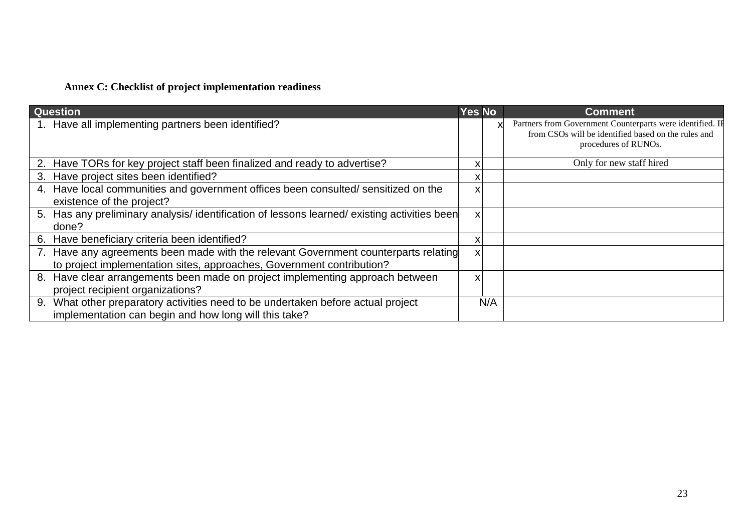**Annex C: Checklist of project implementation readiness**

| Question | Yes | No | Comment |
|---|---|---|---|
| 1. Have all implementing partners been identified? | | x | Partners from Government Counterparts were identified. IP from CSOs will be identified based on the rules and procedures of RUNOs. |
| 2. Have TORs for key project staff been finalized and ready to advertise? | x | | Only for new staff hired |
| 3. Have project sites been identified? | x | | |
| 4. Have local communities and government offices been consulted/ sensitized on the existence of the project? | x | | |
| 5. Has any preliminary analysis/ identification of lessons learned/ existing activities been done? | x | | |
| 6. Have beneficiary criteria been identified? | x | | |
| 7. Have any agreements been made with the relevant Government counterparts relating to project implementation sites, approaches, Government contribution? | x | | |
| 8. Have clear arrangements been made on project implementing approach between project recipient organizations? | x | | |
| 9. What other preparatory activities need to be undertaken before actual project implementation can begin and how long will this take? | N/A | | |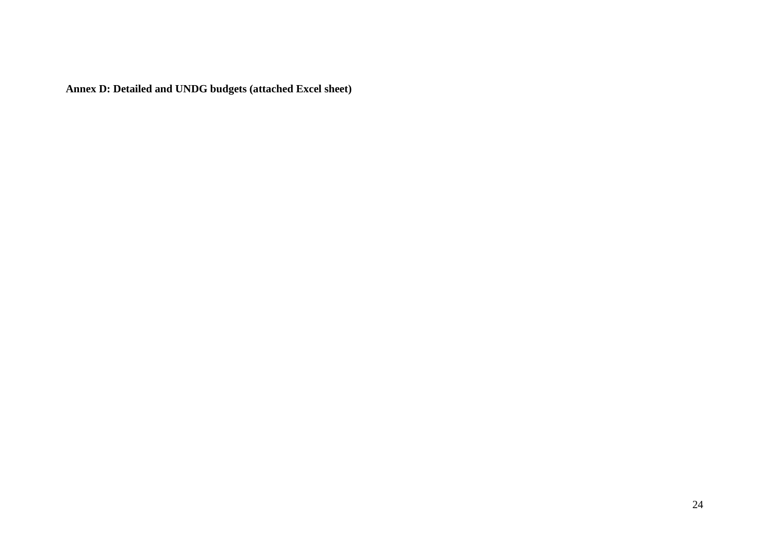**Annex D: Detailed and UNDG budgets (attached Excel sheet)**